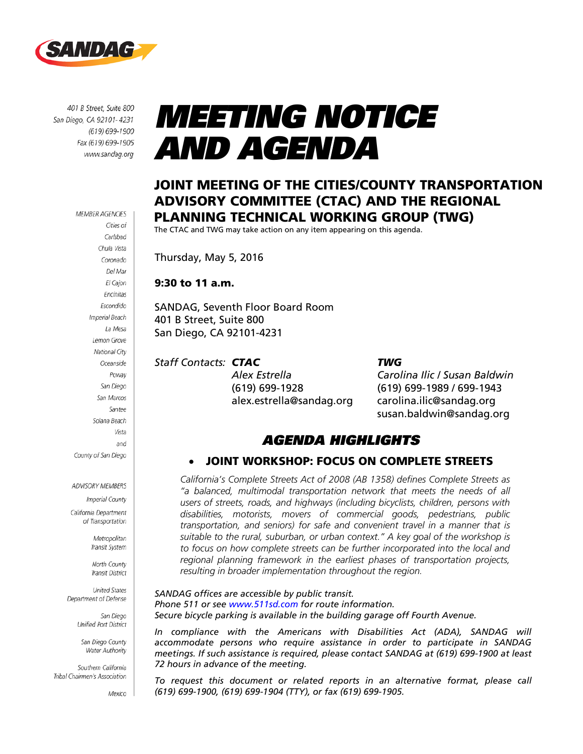SANDAG

401 B Street, Suite 800
San Diego, CA 92101-4231
(619) 699-1900
Fax (619) 699-1905
www.sandag.org

MEMBER AGENCIES
Cities of
Carlsbad
Chula Vista
Coronado
Del Mar
El Cajon
Encinitas
Escondido
Imperial Beach
La Mesa
Lemon Grove
National City
Oceanside
Poway
San Diego
San Marcos
Santee
Solana Beach
Vista
and
County of San Diego

ADVISORY MEMBERS
Imperial County
California Department of Transportation
Metropolitan Transit System
North County Transit District
United States Department of Defense
San Diego Unified Port District
San Diego County Water Authority
Southern California Tribal Chairmen's Association
Mexico

# *MEETING NOTICE AND AGENDA*

## JOINT MEETING OF THE CITIES/COUNTY TRANSPORTATION ADVISORY COMMITTEE (CTAC) AND THE REGIONAL PLANNING TECHNICAL WORKING GROUP (TWG)

The CTAC and TWG may take action on any item appearing on this agenda.

Thursday, May 5, 2016

**9:30 to 11 a.m.**

SANDAG, Seventh Floor Board Room
401 B Street, Suite 800
San Diego, CA 92101-4231

*Staff Contacts:*

***CTAC***
*Alex Estrella*
(619) 699-1928
alex.estrella@sandag.org

***TWG***
*Carolina Ilic / Susan Baldwin*
(619) 699-1989 / 699-1943
carolina.ilic@sandag.org
susan.baldwin@sandag.org

## *AGENDA HIGHLIGHTS*

- **JOINT WORKSHOP: FOCUS ON COMPLETE STREETS**

  *California's Complete Streets Act of 2008 (AB 1358) defines Complete Streets as "a balanced, multimodal transportation network that meets the needs of all users of streets, roads, and highways (including bicyclists, children, persons with disabilities, motorists, movers of commercial goods, pedestrians, public transportation, and seniors) for safe and convenient travel in a manner that is suitable to the rural, suburban, or urban context." A key goal of the workshop is to focus on how complete streets can be further incorporated into the local and regional planning framework in the earliest phases of transportation projects, resulting in broader implementation throughout the region.*

*SANDAG offices are accessible by public transit.*
*Phone 511 or see www.511sd.com for route information.*
*Secure bicycle parking is available in the building garage off Fourth Avenue.*

*In compliance with the Americans with Disabilities Act (ADA), SANDAG will accommodate persons who require assistance in order to participate in SANDAG meetings. If such assistance is required, please contact SANDAG at (619) 699-1900 at least 72 hours in advance of the meeting.*

*To request this document or related reports in an alternative format, please call (619) 699-1900, (619) 699-1904 (TTY), or fax (619) 699-1905.*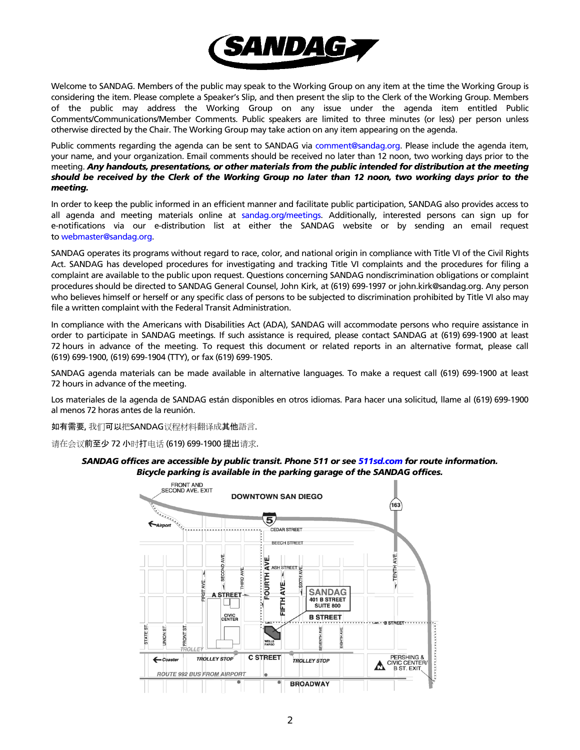Welcome to SANDAG. Members of the public may speak to the Working Group on any item at the time the Working Group is considering the item. Please complete a Speaker's Slip, and then present the slip to the Clerk of the Working Group. Members of the public may address the Working Group on any issue under the agenda item entitled Public Comments/Communications/Member Comments. Public speakers are limited to three minutes (or less) per person unless otherwise directed by the Chair. The Working Group may take action on any item appearing on the agenda.

Public comments regarding the agenda can be sent to SANDAG via comment@sandag.org. Please include the agenda item, your name, and your organization. Email comments should be received no later than 12 noon, two working days prior to the meeting. ***Any handouts, presentations, or other materials from the public intended for distribution at the meeting should be received by the Clerk of the Working Group no later than 12 noon, two working days prior to the meeting.***

In order to keep the public informed in an efficient manner and facilitate public participation, SANDAG also provides access to all agenda and meeting materials online at sandag.org/meetings. Additionally, interested persons can sign up for e-notifications via our e-distribution list at either the SANDAG website or by sending an email request to webmaster@sandag.org.

SANDAG operates its programs without regard to race, color, and national origin in compliance with Title VI of the Civil Rights Act. SANDAG has developed procedures for investigating and tracking Title VI complaints and the procedures for filing a complaint are available to the public upon request. Questions concerning SANDAG nondiscrimination obligations or complaint procedures should be directed to SANDAG General Counsel, John Kirk, at (619) 699-1997 or john.kirk@sandag.org. Any person who believes himself or herself or any specific class of persons to be subjected to discrimination prohibited by Title VI also may file a written complaint with the Federal Transit Administration.

In compliance with the Americans with Disabilities Act (ADA), SANDAG will accommodate persons who require assistance in order to participate in SANDAG meetings. If such assistance is required, please contact SANDAG at (619) 699-1900 at least 72 hours in advance of the meeting. To request this document or related reports in an alternative format, please call (619) 699-1900, (619) 699-1904 (TTY), or fax (619) 699-1905.

SANDAG agenda materials can be made available in alternative languages. To make a request call (619) 699-1900 at least 72 hours in advance of the meeting.

Los materiales de la agenda de SANDAG están disponibles en otros idiomas. Para hacer una solicitud, llame al (619) 699-1900 al menos 72 horas antes de la reunión.

如有需要, 我们可以把SANDAG议程材料翻译成其他語言.

请在会议前至少 72 小时打电话 (619) 699-1900 提出请求.

***SANDAG offices are accessible by public transit. Phone 511 or see 511sd.com for route information. Bicycle parking is available in the parking garage of the SANDAG offices.***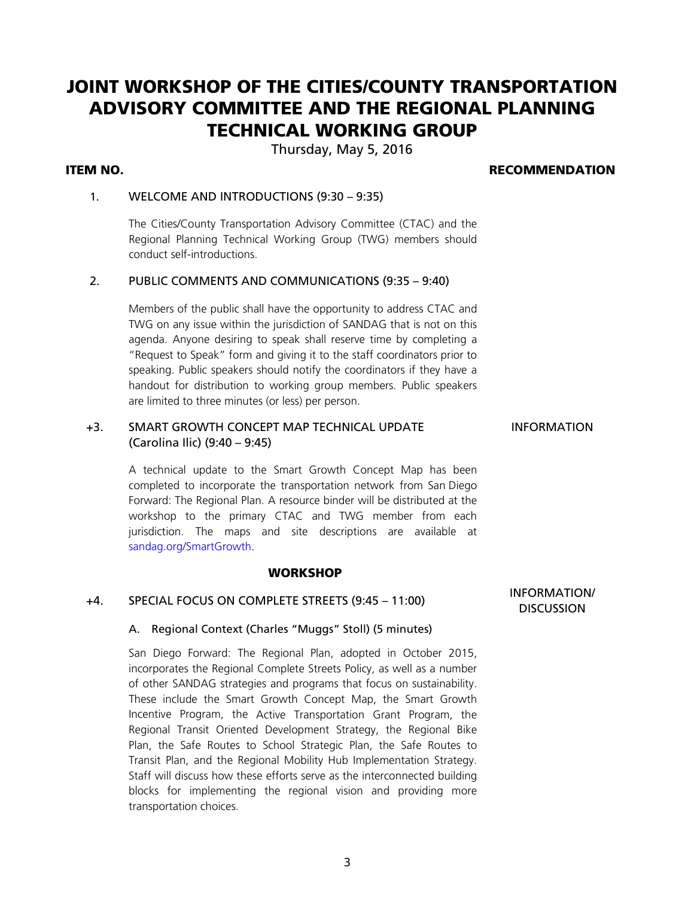# JOINT WORKSHOP OF THE CITIES/COUNTY TRANSPORTATION ADVISORY COMMITTEE AND THE REGIONAL PLANNING TECHNICAL WORKING GROUP

Thursday, May 5, 2016

**ITEM NO.** **RECOMMENDATION**

1. WELCOME AND INTRODUCTIONS (9:30 – 9:35)

   The Cities/County Transportation Advisory Committee (CTAC) and the Regional Planning Technical Working Group (TWG) members should conduct self-introductions.

2. PUBLIC COMMENTS AND COMMUNICATIONS (9:35 – 9:40)

   Members of the public shall have the opportunity to address CTAC and TWG on any issue within the jurisdiction of SANDAG that is not on this agenda. Anyone desiring to speak shall reserve time by completing a "Request to Speak" form and giving it to the staff coordinators prior to speaking. Public speakers should notify the coordinators if they have a handout for distribution to working group members. Public speakers are limited to three minutes (or less) per person.

+3. SMART GROWTH CONCEPT MAP TECHNICAL UPDATE (Carolina Ilic) (9:40 – 9:45) — INFORMATION

   A technical update to the Smart Growth Concept Map has been completed to incorporate the transportation network from San Diego Forward: The Regional Plan. A resource binder will be distributed at the workshop to the primary CTAC and TWG member from each jurisdiction. The maps and site descriptions are available at sandag.org/SmartGrowth.

## WORKSHOP

+4. SPECIAL FOCUS ON COMPLETE STREETS (9:45 – 11:00) — INFORMATION/ DISCUSSION

   A. Regional Context (Charles "Muggs" Stoll) (5 minutes)

   San Diego Forward: The Regional Plan, adopted in October 2015, incorporates the Regional Complete Streets Policy, as well as a number of other SANDAG strategies and programs that focus on sustainability. These include the Smart Growth Concept Map, the Smart Growth Incentive Program, the Active Transportation Grant Program, the Regional Transit Oriented Development Strategy, the Regional Bike Plan, the Safe Routes to School Strategic Plan, the Safe Routes to Transit Plan, and the Regional Mobility Hub Implementation Strategy. Staff will discuss how these efforts serve as the interconnected building blocks for implementing the regional vision and providing more transportation choices.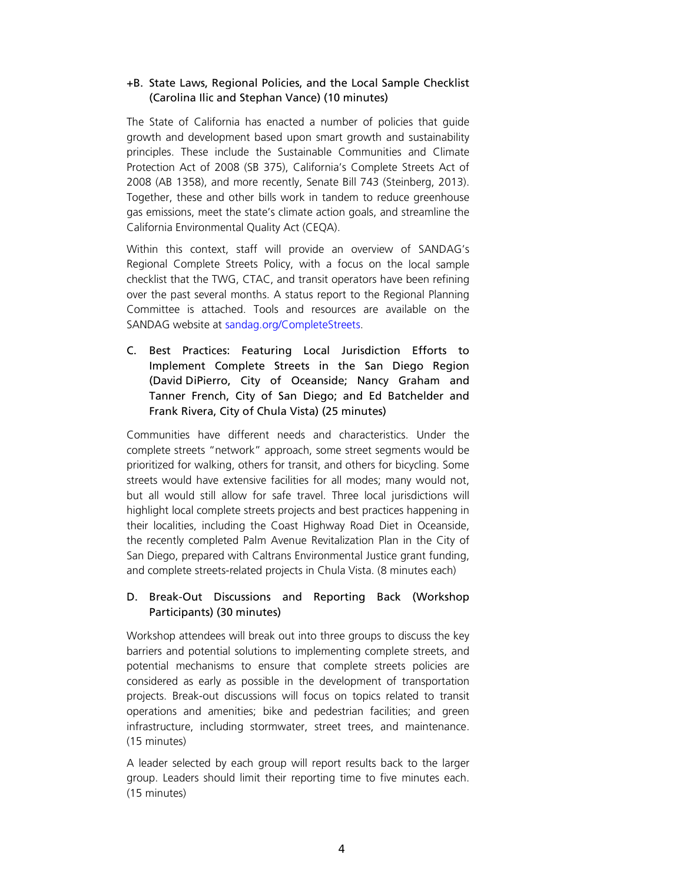+B. State Laws, Regional Policies, and the Local Sample Checklist (Carolina Ilic and Stephan Vance) (10 minutes)

The State of California has enacted a number of policies that guide growth and development based upon smart growth and sustainability principles. These include the Sustainable Communities and Climate Protection Act of 2008 (SB 375), California's Complete Streets Act of 2008 (AB 1358), and more recently, Senate Bill 743 (Steinberg, 2013). Together, these and other bills work in tandem to reduce greenhouse gas emissions, meet the state's climate action goals, and streamline the California Environmental Quality Act (CEQA).

Within this context, staff will provide an overview of SANDAG's Regional Complete Streets Policy, with a focus on the local sample checklist that the TWG, CTAC, and transit operators have been refining over the past several months. A status report to the Regional Planning Committee is attached. Tools and resources are available on the SANDAG website at sandag.org/CompleteStreets.

C. Best Practices: Featuring Local Jurisdiction Efforts to Implement Complete Streets in the San Diego Region (David DiPierro, City of Oceanside; Nancy Graham and Tanner French, City of San Diego; and Ed Batchelder and Frank Rivera, City of Chula Vista) (25 minutes)

Communities have different needs and characteristics. Under the complete streets "network" approach, some street segments would be prioritized for walking, others for transit, and others for bicycling. Some streets would have extensive facilities for all modes; many would not, but all would still allow for safe travel. Three local jurisdictions will highlight local complete streets projects and best practices happening in their localities, including the Coast Highway Road Diet in Oceanside, the recently completed Palm Avenue Revitalization Plan in the City of San Diego, prepared with Caltrans Environmental Justice grant funding, and complete streets-related projects in Chula Vista. (8 minutes each)

D. Break-Out Discussions and Reporting Back (Workshop Participants) (30 minutes)

Workshop attendees will break out into three groups to discuss the key barriers and potential solutions to implementing complete streets, and potential mechanisms to ensure that complete streets policies are considered as early as possible in the development of transportation projects. Break-out discussions will focus on topics related to transit operations and amenities; bike and pedestrian facilities; and green infrastructure, including stormwater, street trees, and maintenance. (15 minutes)

A leader selected by each group will report results back to the larger group. Leaders should limit their reporting time to five minutes each. (15 minutes)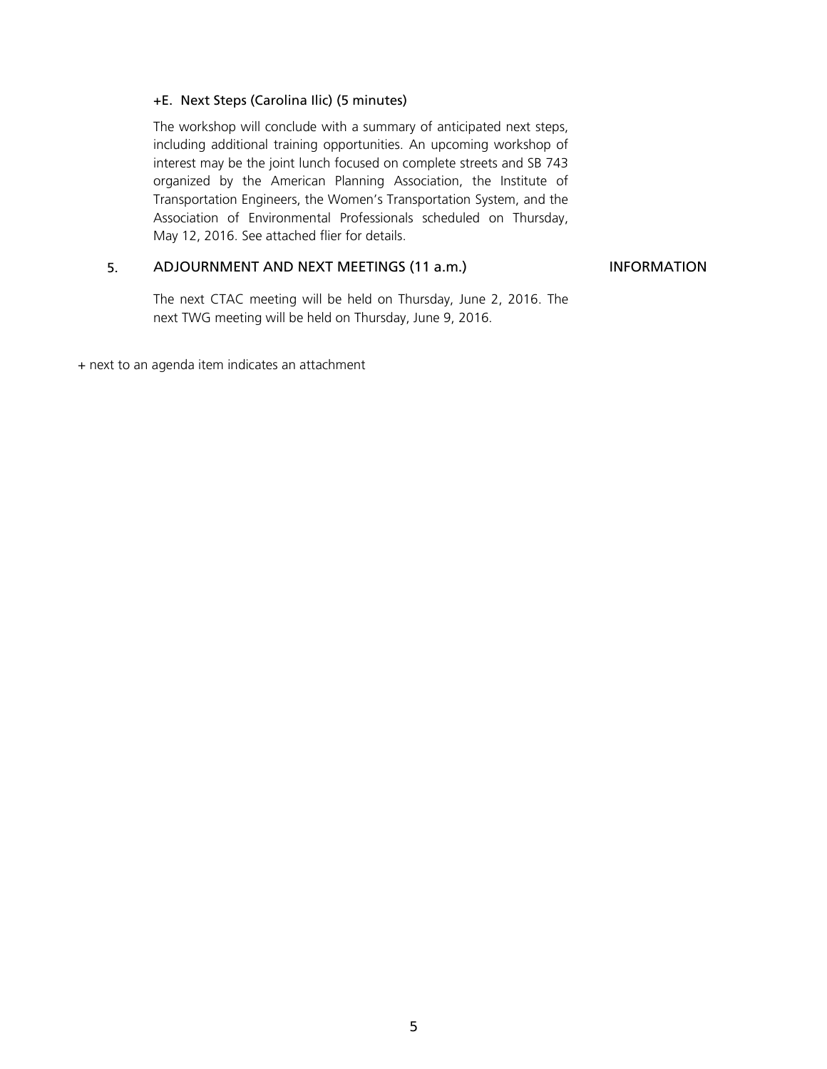+E. Next Steps (Carolina Ilic) (5 minutes)

The workshop will conclude with a summary of anticipated next steps, including additional training opportunities. An upcoming workshop of interest may be the joint lunch focused on complete streets and SB 743 organized by the American Planning Association, the Institute of Transportation Engineers, the Women's Transportation System, and the Association of Environmental Professionals scheduled on Thursday, May 12, 2016. See attached flier for details.

5. ADJOURNMENT AND NEXT MEETINGS (11 a.m.) INFORMATION

The next CTAC meeting will be held on Thursday, June 2, 2016. The next TWG meeting will be held on Thursday, June 9, 2016.

+ next to an agenda item indicates an attachment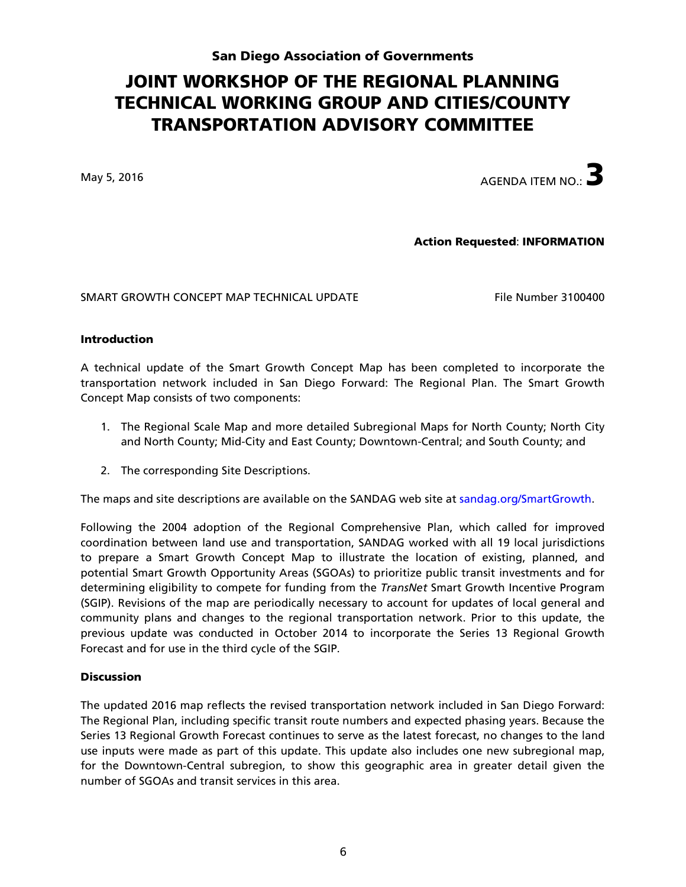San Diego Association of Governments

# JOINT WORKSHOP OF THE REGIONAL PLANNING TECHNICAL WORKING GROUP AND CITIES/COUNTY TRANSPORTATION ADVISORY COMMITTEE

May 5, 2016

AGENDA ITEM NO.: **3**

**Action Requested**: **INFORMATION**

SMART GROWTH CONCEPT MAP TECHNICAL UPDATE

File Number 3100400

## Introduction

A technical update of the Smart Growth Concept Map has been completed to incorporate the transportation network included in San Diego Forward: The Regional Plan. The Smart Growth Concept Map consists of two components:

1. The Regional Scale Map and more detailed Subregional Maps for North County; North City and North County; Mid-City and East County; Downtown-Central; and South County; and
2. The corresponding Site Descriptions.

The maps and site descriptions are available on the SANDAG web site at sandag.org/SmartGrowth.

Following the 2004 adoption of the Regional Comprehensive Plan, which called for improved coordination between land use and transportation, SANDAG worked with all 19 local jurisdictions to prepare a Smart Growth Concept Map to illustrate the location of existing, planned, and potential Smart Growth Opportunity Areas (SGOAs) to prioritize public transit investments and for determining eligibility to compete for funding from the *TransNet* Smart Growth Incentive Program (SGIP). Revisions of the map are periodically necessary to account for updates of local general and community plans and changes to the regional transportation network. Prior to this update, the previous update was conducted in October 2014 to incorporate the Series 13 Regional Growth Forecast and for use in the third cycle of the SGIP.

## Discussion

The updated 2016 map reflects the revised transportation network included in San Diego Forward: The Regional Plan, including specific transit route numbers and expected phasing years. Because the Series 13 Regional Growth Forecast continues to serve as the latest forecast, no changes to the land use inputs were made as part of this update. This update also includes one new subregional map, for the Downtown-Central subregion, to show this geographic area in greater detail given the number of SGOAs and transit services in this area.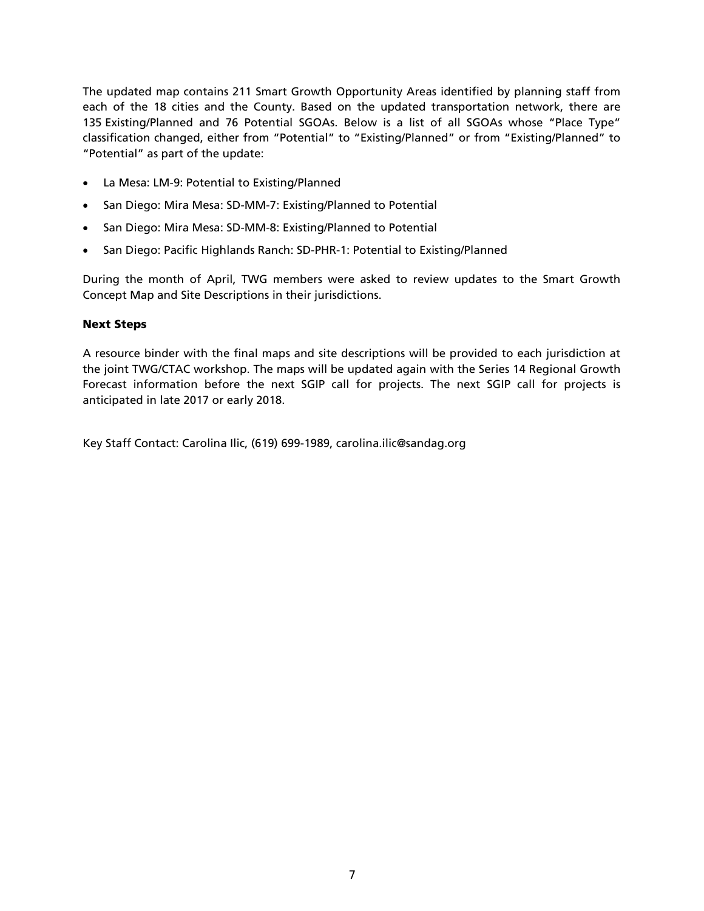The updated map contains 211 Smart Growth Opportunity Areas identified by planning staff from each of the 18 cities and the County. Based on the updated transportation network, there are 135 Existing/Planned and 76 Potential SGOAs. Below is a list of all SGOAs whose "Place Type" classification changed, either from "Potential" to "Existing/Planned" or from "Existing/Planned" to "Potential" as part of the update:

- La Mesa: LM-9: Potential to Existing/Planned
- San Diego: Mira Mesa: SD-MM-7: Existing/Planned to Potential
- San Diego: Mira Mesa: SD-MM-8: Existing/Planned to Potential
- San Diego: Pacific Highlands Ranch: SD-PHR-1: Potential to Existing/Planned

During the month of April, TWG members were asked to review updates to the Smart Growth Concept Map and Site Descriptions in their jurisdictions.

### Next Steps

A resource binder with the final maps and site descriptions will be provided to each jurisdiction at the joint TWG/CTAC workshop. The maps will be updated again with the Series 14 Regional Growth Forecast information before the next SGIP call for projects. The next SGIP call for projects is anticipated in late 2017 or early 2018.

Key Staff Contact: Carolina Ilic, (619) 699-1989, carolina.ilic@sandag.org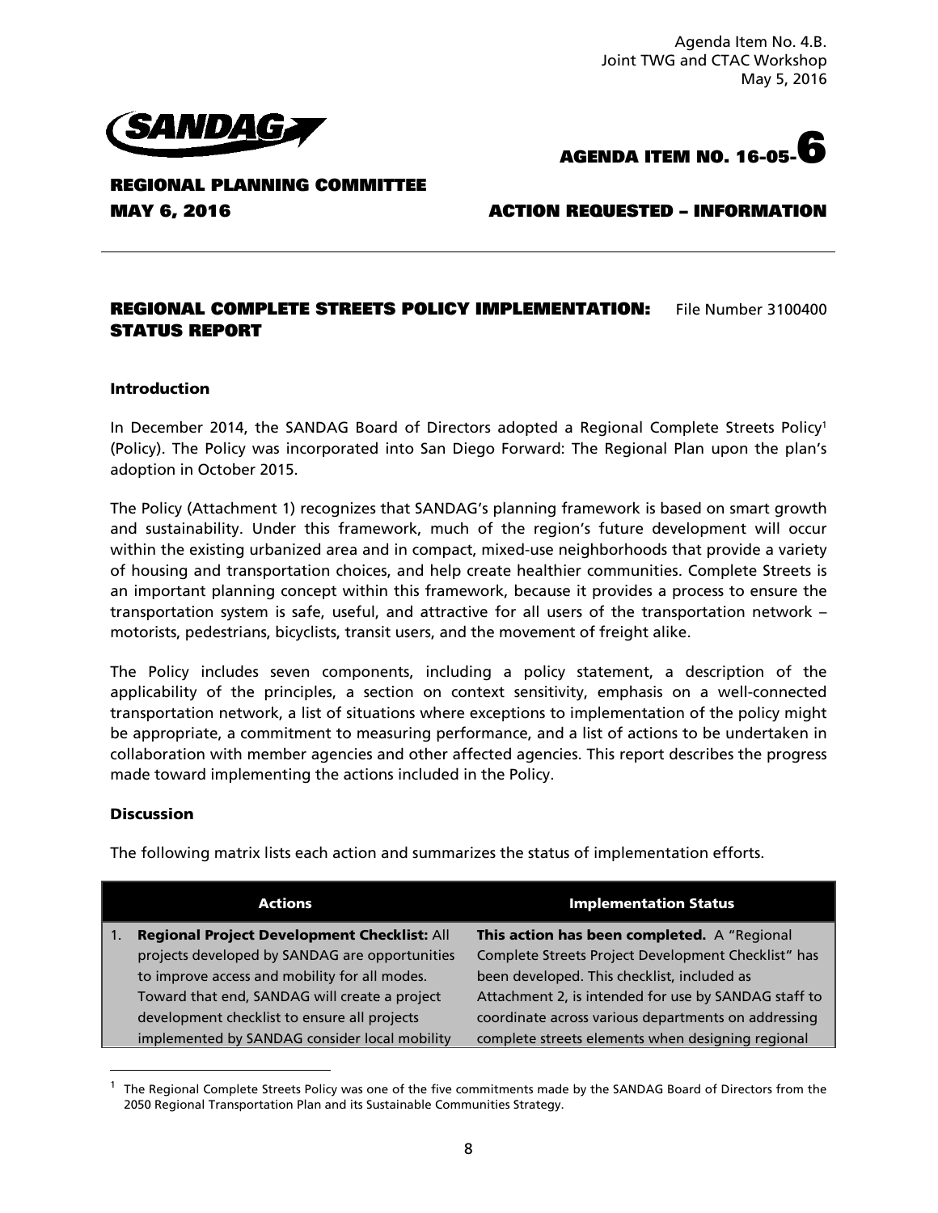Agenda Item No. 4.B.
Joint TWG and CTAC Workshop
May 5, 2016

**AGENDA ITEM NO. 16-05-6**

**REGIONAL PLANNING COMMITTEE**

**MAY 6, 2016** **ACTION REQUESTED – INFORMATION**

## REGIONAL COMPLETE STREETS POLICY IMPLEMENTATION: STATUS REPORT

File Number 3100400

### Introduction

In December 2014, the SANDAG Board of Directors adopted a Regional Complete Streets Policy[1] (Policy). The Policy was incorporated into San Diego Forward: The Regional Plan upon the plan's adoption in October 2015.

The Policy (Attachment 1) recognizes that SANDAG's planning framework is based on smart growth and sustainability. Under this framework, much of the region's future development will occur within the existing urbanized area and in compact, mixed-use neighborhoods that provide a variety of housing and transportation choices, and help create healthier communities. Complete Streets is an important planning concept within this framework, because it provides a process to ensure the transportation system is safe, useful, and attractive for all users of the transportation network – motorists, pedestrians, bicyclists, transit users, and the movement of freight alike.

The Policy includes seven components, including a policy statement, a description of the applicability of the principles, a section on context sensitivity, emphasis on a well-connected transportation network, a list of situations where exceptions to implementation of the policy might be appropriate, a commitment to measuring performance, and a list of actions to be undertaken in collaboration with member agencies and other affected agencies. This report describes the progress made toward implementing the actions included in the Policy.

### Discussion

The following matrix lists each action and summarizes the status of implementation efforts.

| Actions | Implementation Status |
|---|---|
| 1. **Regional Project Development Checklist:** All projects developed by SANDAG are opportunities to improve access and mobility for all modes. Toward that end, SANDAG will create a project development checklist to ensure all projects implemented by SANDAG consider local mobility | **This action has been completed.** A "Regional Complete Streets Project Development Checklist" has been developed. This checklist, included as Attachment 2, is intended for use by SANDAG staff to coordinate across various departments on addressing complete streets elements when designing regional |

[1] The Regional Complete Streets Policy was one of the five commitments made by the SANDAG Board of Directors from the 2050 Regional Transportation Plan and its Sustainable Communities Strategy.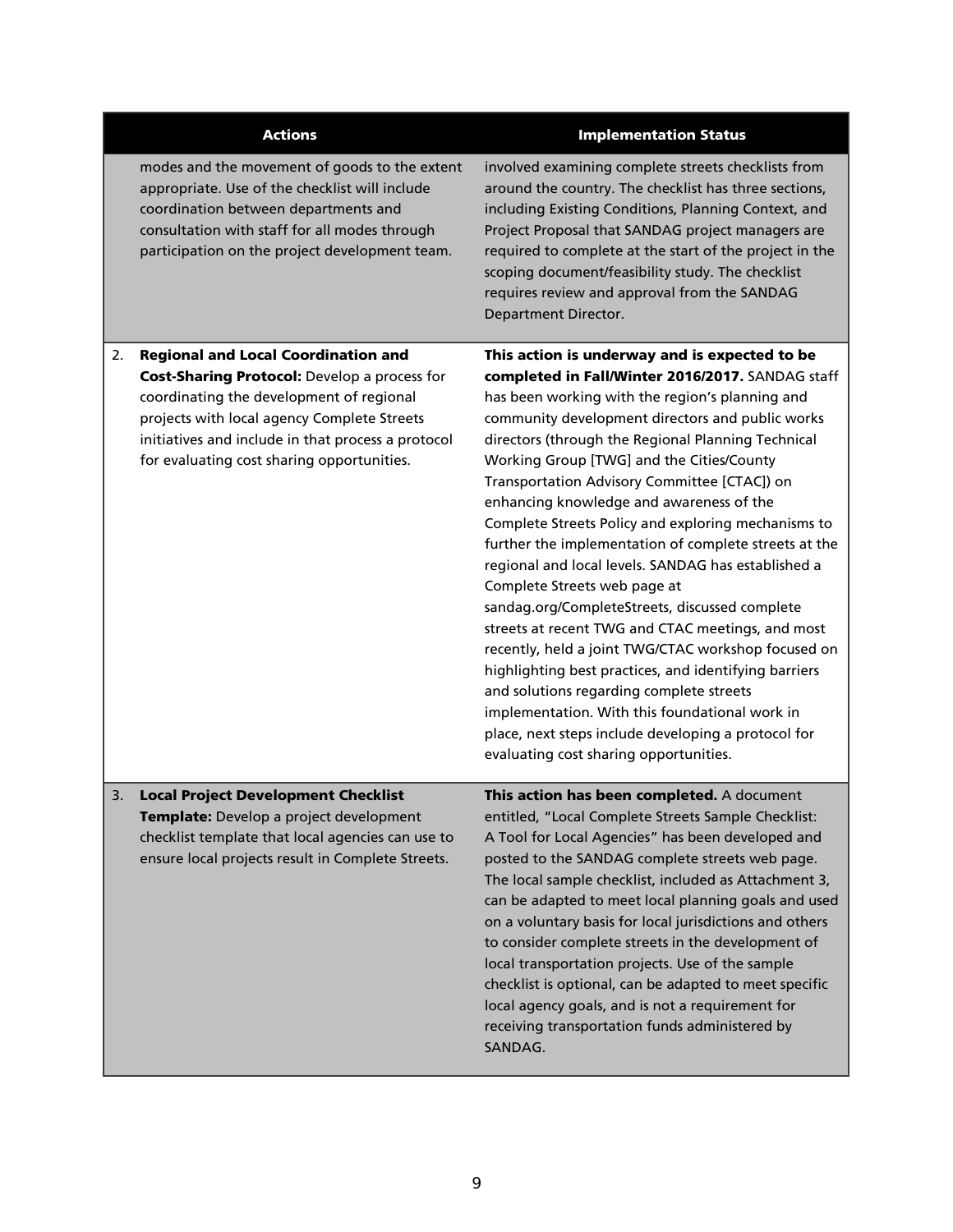| Actions | Implementation Status |
| --- | --- |
| modes and the movement of goods to the extent appropriate. Use of the checklist will include coordination between departments and consultation with staff for all modes through participation on the project development team. | involved examining complete streets checklists from around the country. The checklist has three sections, including Existing Conditions, Planning Context, and Project Proposal that SANDAG project managers are required to complete at the start of the project in the scoping document/feasibility study. The checklist requires review and approval from the SANDAG Department Director. |
| 2. **Regional and Local Coordination and Cost-Sharing Protocol:** Develop a process for coordinating the development of regional projects with local agency Complete Streets initiatives and include in that process a protocol for evaluating cost sharing opportunities. | **This action is underway and is expected to be completed in Fall/Winter 2016/2017.** SANDAG staff has been working with the region's planning and community development directors and public works directors (through the Regional Planning Technical Working Group [TWG] and the Cities/County Transportation Advisory Committee [CTAC]) on enhancing knowledge and awareness of the Complete Streets Policy and exploring mechanisms to further the implementation of complete streets at the regional and local levels. SANDAG has established a Complete Streets web page at sandag.org/CompleteStreets, discussed complete streets at recent TWG and CTAC meetings, and most recently, held a joint TWG/CTAC workshop focused on highlighting best practices, and identifying barriers and solutions regarding complete streets implementation. With this foundational work in place, next steps include developing a protocol for evaluating cost sharing opportunities. |
| 3. **Local Project Development Checklist Template:** Develop a project development checklist template that local agencies can use to ensure local projects result in Complete Streets. | **This action has been completed.** A document entitled, "Local Complete Streets Sample Checklist: A Tool for Local Agencies" has been developed and posted to the SANDAG complete streets web page. The local sample checklist, included as Attachment 3, can be adapted to meet local planning goals and used on a voluntary basis for local jurisdictions and others to consider complete streets in the development of local transportation projects. Use of the sample checklist is optional, can be adapted to meet specific local agency goals, and is not a requirement for receiving transportation funds administered by SANDAG. |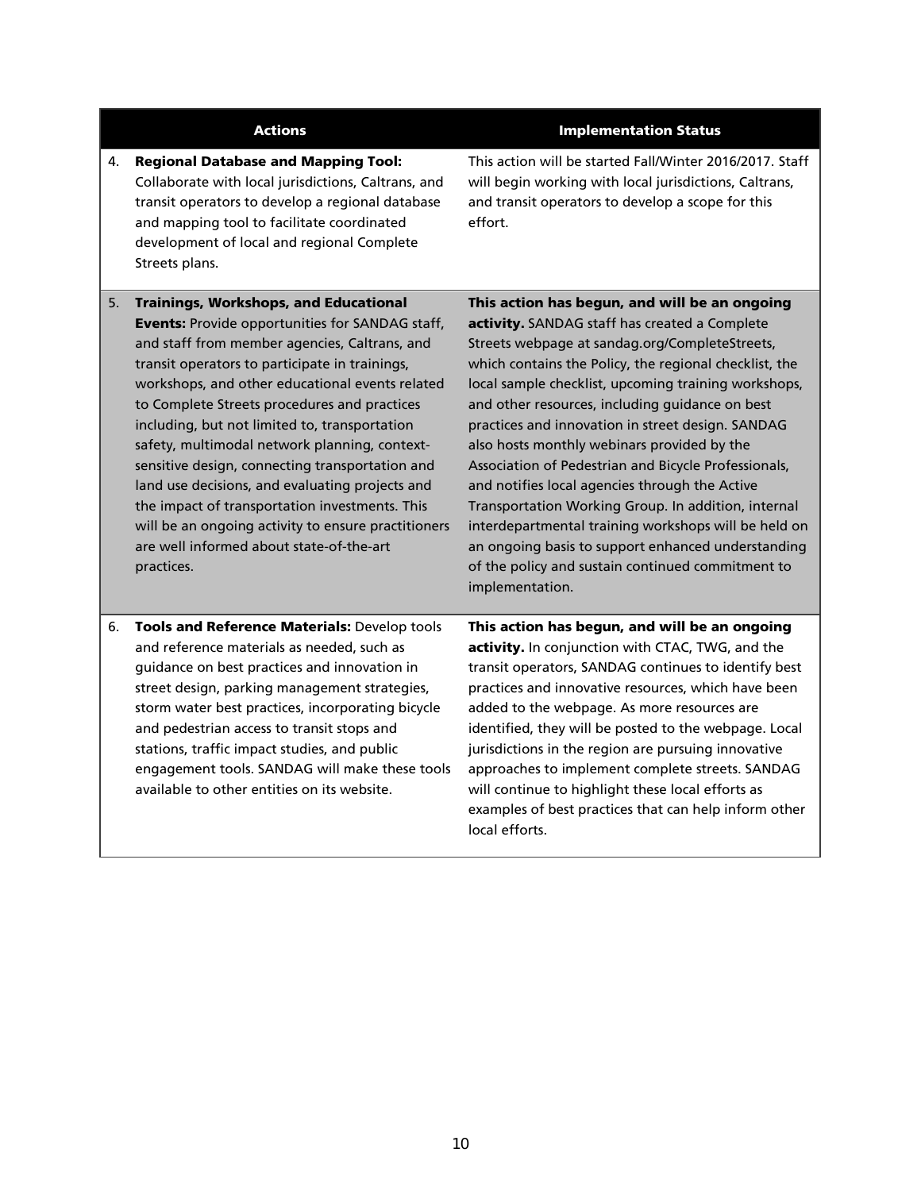| Actions | Implementation Status |
| --- | --- |
| 4. **Regional Database and Mapping Tool:** Collaborate with local jurisdictions, Caltrans, and transit operators to develop a regional database and mapping tool to facilitate coordinated development of local and regional Complete Streets plans. | This action will be started Fall/Winter 2016/2017. Staff will begin working with local jurisdictions, Caltrans, and transit operators to develop a scope for this effort. |
| 5. **Trainings, Workshops, and Educational Events:** Provide opportunities for SANDAG staff, and staff from member agencies, Caltrans, and transit operators to participate in trainings, workshops, and other educational events related to Complete Streets procedures and practices including, but not limited to, transportation safety, multimodal network planning, context-sensitive design, connecting transportation and land use decisions, and evaluating projects and the impact of transportation investments. This will be an ongoing activity to ensure practitioners are well informed about state-of-the-art practices. | **This action has begun, and will be an ongoing activity.** SANDAG staff has created a Complete Streets webpage at sandag.org/CompleteStreets, which contains the Policy, the regional checklist, the local sample checklist, upcoming training workshops, and other resources, including guidance on best practices and innovation in street design. SANDAG also hosts monthly webinars provided by the Association of Pedestrian and Bicycle Professionals, and notifies local agencies through the Active Transportation Working Group. In addition, internal interdepartmental training workshops will be held on an ongoing basis to support enhanced understanding of the policy and sustain continued commitment to implementation. |
| 6. **Tools and Reference Materials:** Develop tools and reference materials as needed, such as guidance on best practices and innovation in street design, parking management strategies, storm water best practices, incorporating bicycle and pedestrian access to transit stops and stations, traffic impact studies, and public engagement tools. SANDAG will make these tools available to other entities on its website. | **This action has begun, and will be an ongoing activity.** In conjunction with CTAC, TWG, and the transit operators, SANDAG continues to identify best practices and innovative resources, which have been added to the webpage. As more resources are identified, they will be posted to the webpage. Local jurisdictions in the region are pursuing innovative approaches to implement complete streets. SANDAG will continue to highlight these local efforts as examples of best practices that can help inform other local efforts. |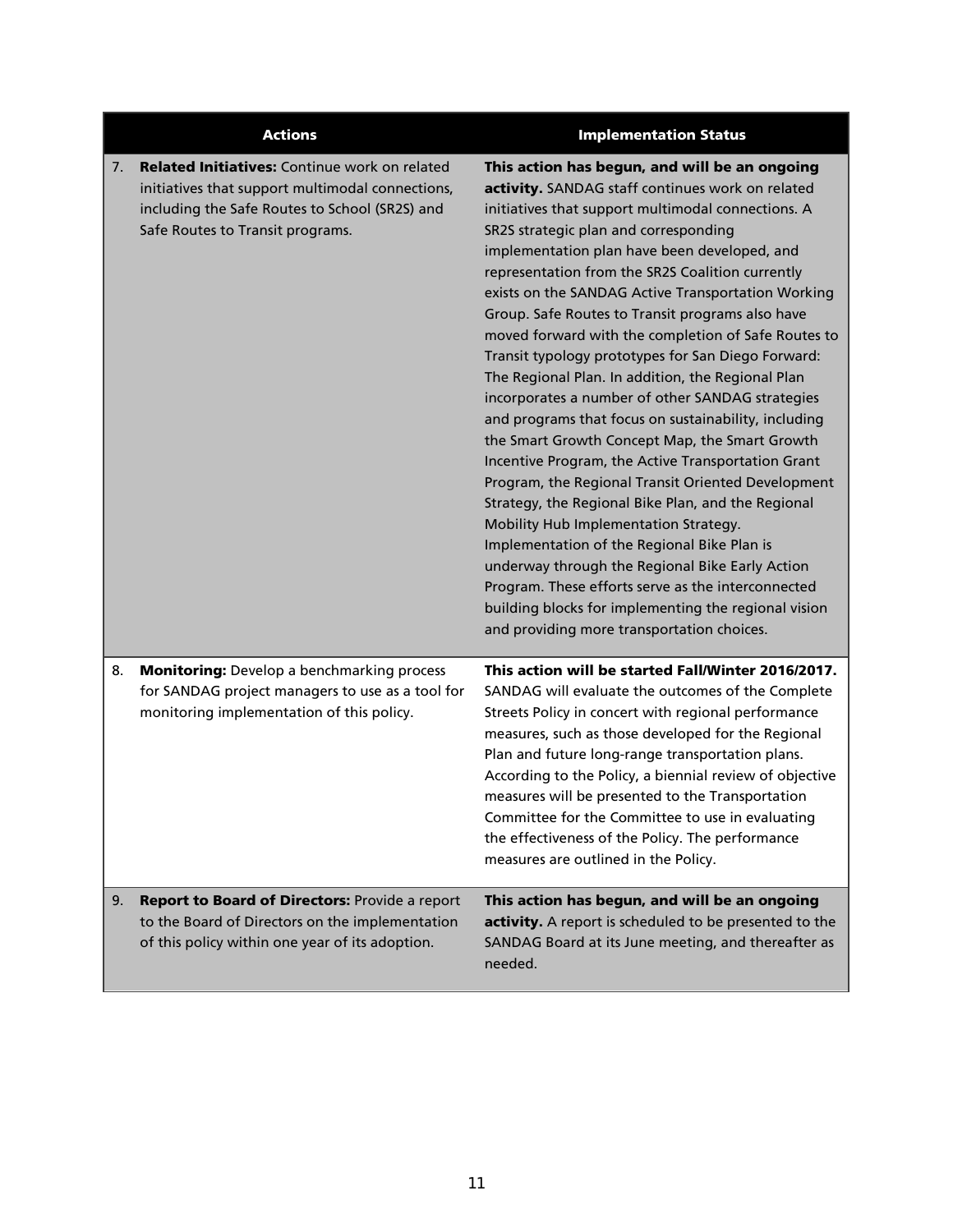| Actions | Implementation Status |
| --- | --- |
| 7. **Related Initiatives:** Continue work on related initiatives that support multimodal connections, including the Safe Routes to School (SR2S) and Safe Routes to Transit programs. | **This action has begun, and will be an ongoing activity.** SANDAG staff continues work on related initiatives that support multimodal connections. A SR2S strategic plan and corresponding implementation plan have been developed, and representation from the SR2S Coalition currently exists on the SANDAG Active Transportation Working Group. Safe Routes to Transit programs also have moved forward with the completion of Safe Routes to Transit typology prototypes for San Diego Forward: The Regional Plan. In addition, the Regional Plan incorporates a number of other SANDAG strategies and programs that focus on sustainability, including the Smart Growth Concept Map, the Smart Growth Incentive Program, the Active Transportation Grant Program, the Regional Transit Oriented Development Strategy, the Regional Bike Plan, and the Regional Mobility Hub Implementation Strategy. Implementation of the Regional Bike Plan is underway through the Regional Bike Early Action Program. These efforts serve as the interconnected building blocks for implementing the regional vision and providing more transportation choices. |
| 8. **Monitoring:** Develop a benchmarking process for SANDAG project managers to use as a tool for monitoring implementation of this policy. | **This action will be started Fall/Winter 2016/2017.** SANDAG will evaluate the outcomes of the Complete Streets Policy in concert with regional performance measures, such as those developed for the Regional Plan and future long-range transportation plans. According to the Policy, a biennial review of objective measures will be presented to the Transportation Committee for the Committee to use in evaluating the effectiveness of the Policy. The performance measures are outlined in the Policy. |
| 9. **Report to Board of Directors:** Provide a report to the Board of Directors on the implementation of this policy within one year of its adoption. | **This action has begun, and will be an ongoing activity.** A report is scheduled to be presented to the SANDAG Board at its June meeting, and thereafter as needed. |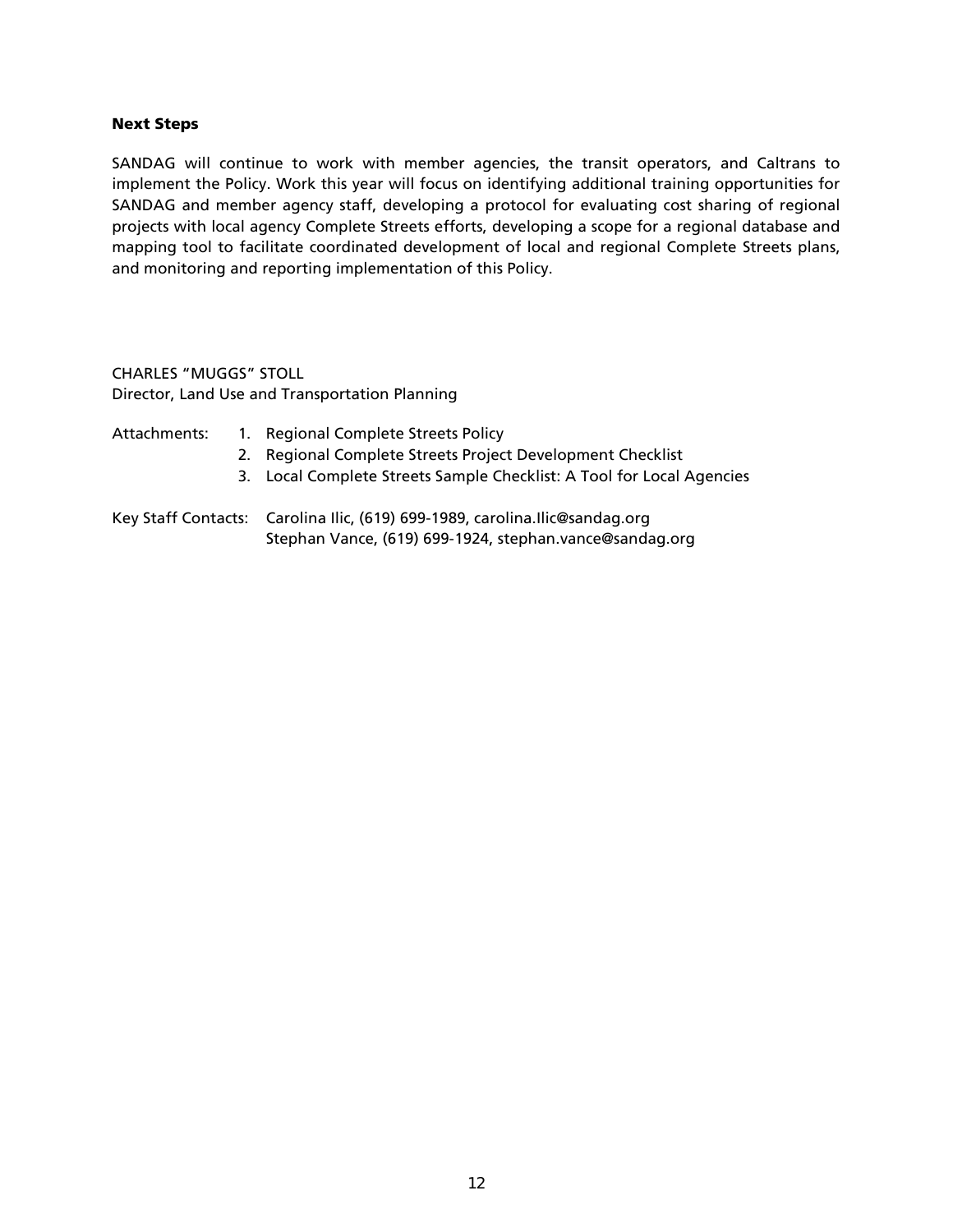**Next Steps**

SANDAG will continue to work with member agencies, the transit operators, and Caltrans to implement the Policy. Work this year will focus on identifying additional training opportunities for SANDAG and member agency staff, developing a protocol for evaluating cost sharing of regional projects with local agency Complete Streets efforts, developing a scope for a regional database and mapping tool to facilitate coordinated development of local and regional Complete Streets plans, and monitoring and reporting implementation of this Policy.

CHARLES "MUGGS" STOLL
Director, Land Use and Transportation Planning

Attachments:
1. Regional Complete Streets Policy
2. Regional Complete Streets Project Development Checklist
3. Local Complete Streets Sample Checklist: A Tool for Local Agencies

Key Staff Contacts: Carolina Ilic, (619) 699-1989, carolina.Ilic@sandag.org
Stephan Vance, (619) 699-1924, stephan.vance@sandag.org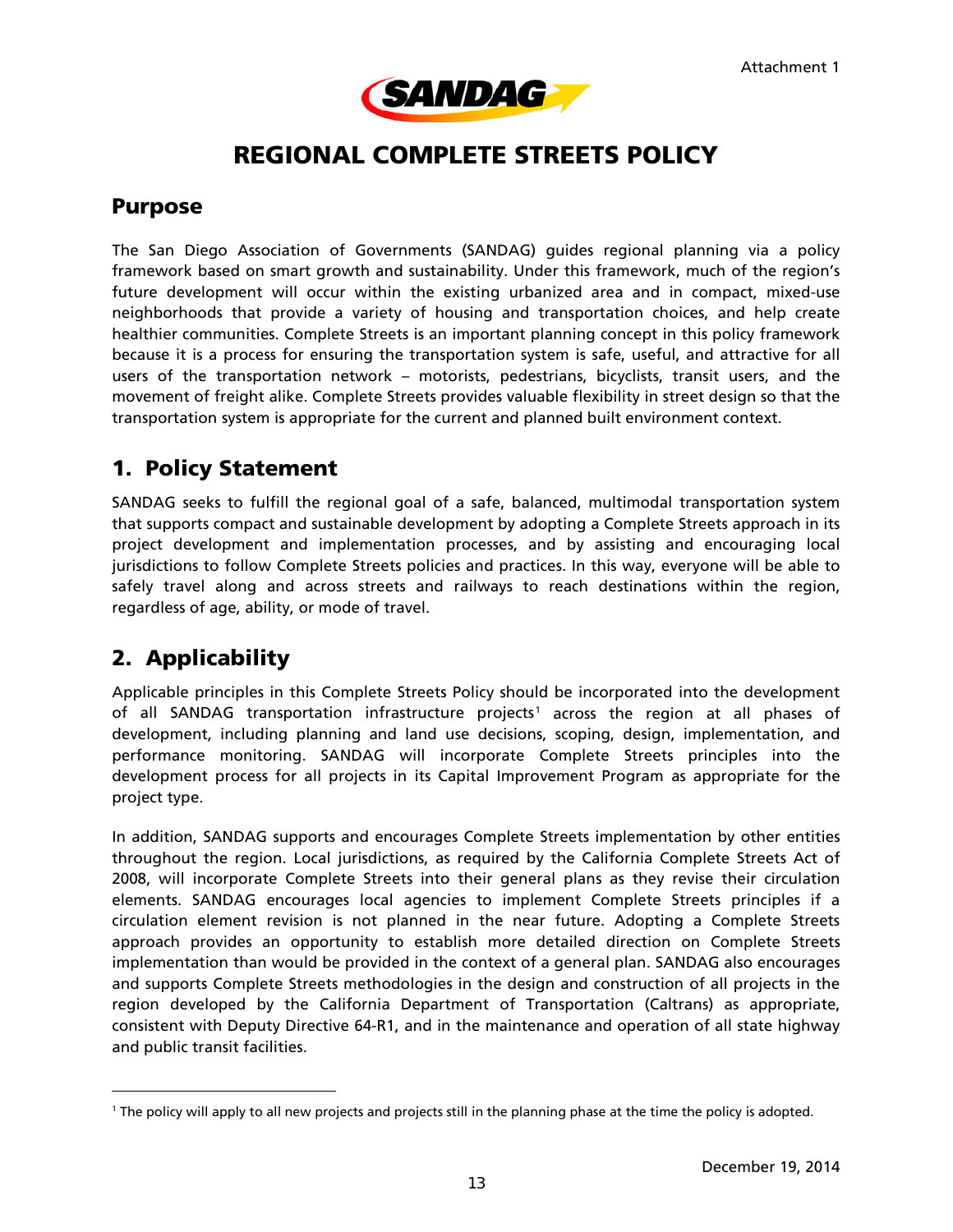Attachment 1

SANDAG

# REGIONAL COMPLETE STREETS POLICY

## Purpose

The San Diego Association of Governments (SANDAG) guides regional planning via a policy framework based on smart growth and sustainability. Under this framework, much of the region's future development will occur within the existing urbanized area and in compact, mixed-use neighborhoods that provide a variety of housing and transportation choices, and help create healthier communities. Complete Streets is an important planning concept in this policy framework because it is a process for ensuring the transportation system is safe, useful, and attractive for all users of the transportation network – motorists, pedestrians, bicyclists, transit users, and the movement of freight alike. Complete Streets provides valuable flexibility in street design so that the transportation system is appropriate for the current and planned built environment context.

## 1. Policy Statement

SANDAG seeks to fulfill the regional goal of a safe, balanced, multimodal transportation system that supports compact and sustainable development by adopting a Complete Streets approach in its project development and implementation processes, and by assisting and encouraging local jurisdictions to follow Complete Streets policies and practices. In this way, everyone will be able to safely travel along and across streets and railways to reach destinations within the region, regardless of age, ability, or mode of travel.

## 2. Applicability

Applicable principles in this Complete Streets Policy should be incorporated into the development of all SANDAG transportation infrastructure projects[1] across the region at all phases of development, including planning and land use decisions, scoping, design, implementation, and performance monitoring. SANDAG will incorporate Complete Streets principles into the development process for all projects in its Capital Improvement Program as appropriate for the project type.

In addition, SANDAG supports and encourages Complete Streets implementation by other entities throughout the region. Local jurisdictions, as required by the California Complete Streets Act of 2008, will incorporate Complete Streets into their general plans as they revise their circulation elements. SANDAG encourages local agencies to implement Complete Streets principles if a circulation element revision is not planned in the near future. Adopting a Complete Streets approach provides an opportunity to establish more detailed direction on Complete Streets implementation than would be provided in the context of a general plan. SANDAG also encourages and supports Complete Streets methodologies in the design and construction of all projects in the region developed by the California Department of Transportation (Caltrans) as appropriate, consistent with Deputy Directive 64-R1, and in the maintenance and operation of all state highway and public transit facilities.

---

[1] The policy will apply to all new projects and projects still in the planning phase at the time the policy is adopted.

December 19, 2014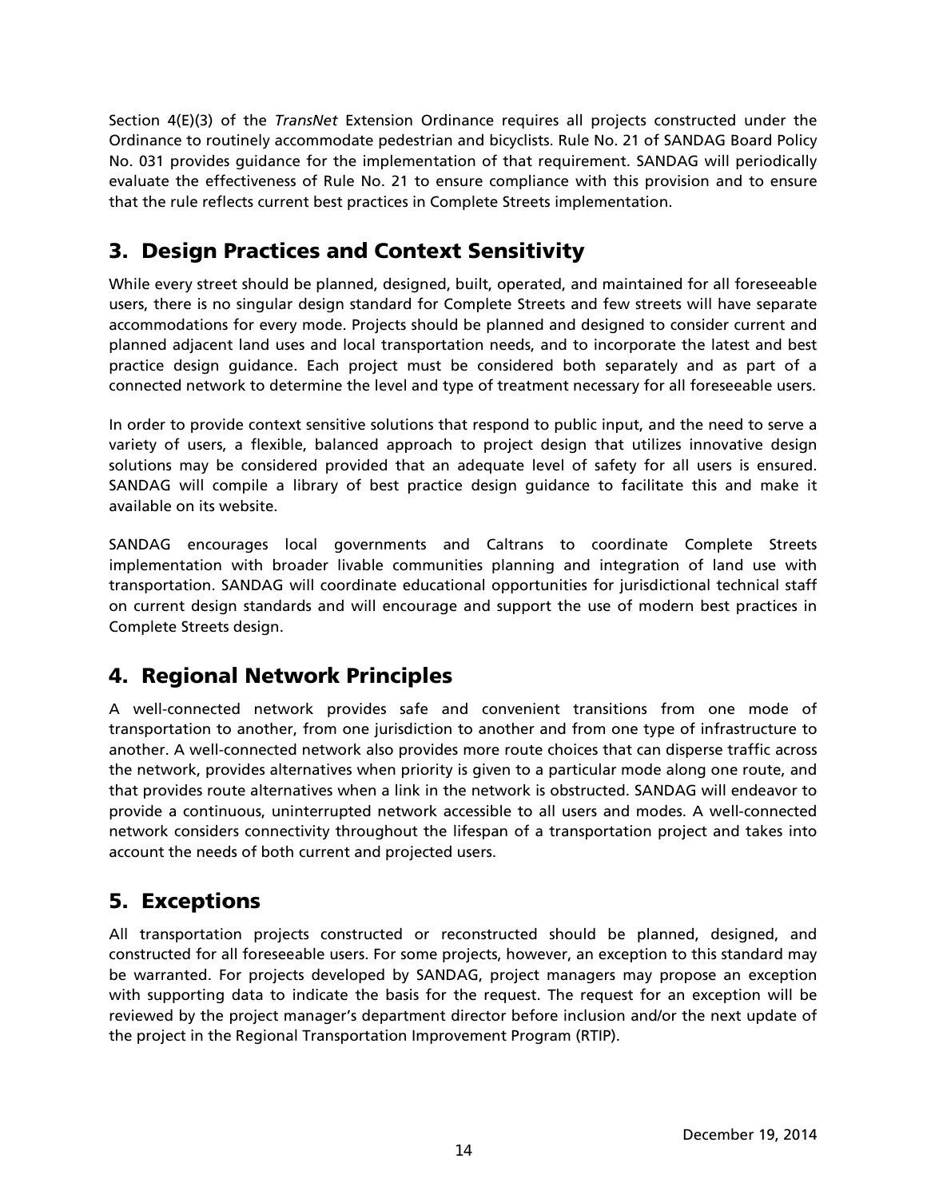Section 4(E)(3) of the *TransNet* Extension Ordinance requires all projects constructed under the Ordinance to routinely accommodate pedestrian and bicyclists. Rule No. 21 of SANDAG Board Policy No. 031 provides guidance for the implementation of that requirement. SANDAG will periodically evaluate the effectiveness of Rule No. 21 to ensure compliance with this provision and to ensure that the rule reflects current best practices in Complete Streets implementation.

## 3. Design Practices and Context Sensitivity

While every street should be planned, designed, built, operated, and maintained for all foreseeable users, there is no singular design standard for Complete Streets and few streets will have separate accommodations for every mode. Projects should be planned and designed to consider current and planned adjacent land uses and local transportation needs, and to incorporate the latest and best practice design guidance. Each project must be considered both separately and as part of a connected network to determine the level and type of treatment necessary for all foreseeable users.

In order to provide context sensitive solutions that respond to public input, and the need to serve a variety of users, a flexible, balanced approach to project design that utilizes innovative design solutions may be considered provided that an adequate level of safety for all users is ensured. SANDAG will compile a library of best practice design guidance to facilitate this and make it available on its website.

SANDAG encourages local governments and Caltrans to coordinate Complete Streets implementation with broader livable communities planning and integration of land use with transportation. SANDAG will coordinate educational opportunities for jurisdictional technical staff on current design standards and will encourage and support the use of modern best practices in Complete Streets design.

## 4. Regional Network Principles

A well-connected network provides safe and convenient transitions from one mode of transportation to another, from one jurisdiction to another and from one type of infrastructure to another. A well-connected network also provides more route choices that can disperse traffic across the network, provides alternatives when priority is given to a particular mode along one route, and that provides route alternatives when a link in the network is obstructed. SANDAG will endeavor to provide a continuous, uninterrupted network accessible to all users and modes. A well-connected network considers connectivity throughout the lifespan of a transportation project and takes into account the needs of both current and projected users.

## 5. Exceptions

All transportation projects constructed or reconstructed should be planned, designed, and constructed for all foreseeable users. For some projects, however, an exception to this standard may be warranted. For projects developed by SANDAG, project managers may propose an exception with supporting data to indicate the basis for the request. The request for an exception will be reviewed by the project manager's department director before inclusion and/or the next update of the project in the Regional Transportation Improvement Program (RTIP).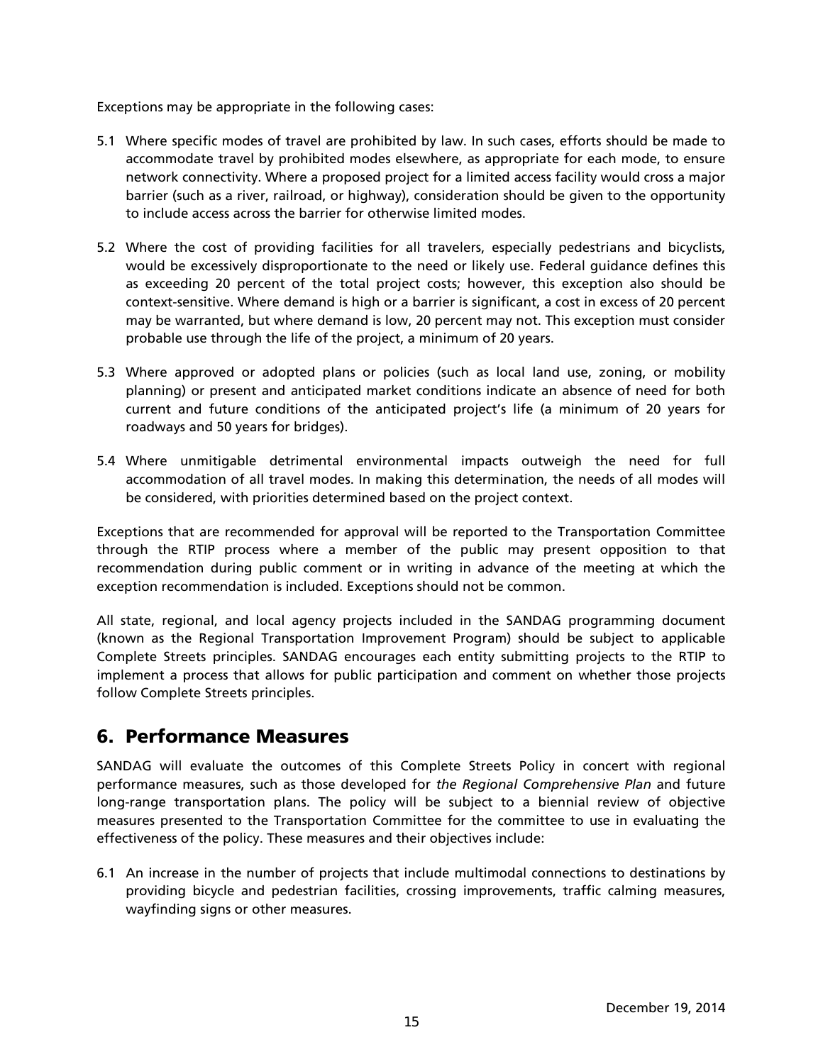Exceptions may be appropriate in the following cases:

5.1 Where specific modes of travel are prohibited by law. In such cases, efforts should be made to accommodate travel by prohibited modes elsewhere, as appropriate for each mode, to ensure network connectivity. Where a proposed project for a limited access facility would cross a major barrier (such as a river, railroad, or highway), consideration should be given to the opportunity to include access across the barrier for otherwise limited modes.

5.2 Where the cost of providing facilities for all travelers, especially pedestrians and bicyclists, would be excessively disproportionate to the need or likely use. Federal guidance defines this as exceeding 20 percent of the total project costs; however, this exception also should be context-sensitive. Where demand is high or a barrier is significant, a cost in excess of 20 percent may be warranted, but where demand is low, 20 percent may not. This exception must consider probable use through the life of the project, a minimum of 20 years.

5.3 Where approved or adopted plans or policies (such as local land use, zoning, or mobility planning) or present and anticipated market conditions indicate an absence of need for both current and future conditions of the anticipated project's life (a minimum of 20 years for roadways and 50 years for bridges).

5.4 Where unmitigable detrimental environmental impacts outweigh the need for full accommodation of all travel modes. In making this determination, the needs of all modes will be considered, with priorities determined based on the project context.

Exceptions that are recommended for approval will be reported to the Transportation Committee through the RTIP process where a member of the public may present opposition to that recommendation during public comment or in writing in advance of the meeting at which the exception recommendation is included. Exceptions should not be common.

All state, regional, and local agency projects included in the SANDAG programming document (known as the Regional Transportation Improvement Program) should be subject to applicable Complete Streets principles. SANDAG encourages each entity submitting projects to the RTIP to implement a process that allows for public participation and comment on whether those projects follow Complete Streets principles.

## 6. Performance Measures

SANDAG will evaluate the outcomes of this Complete Streets Policy in concert with regional performance measures, such as those developed for *the Regional Comprehensive Plan* and future long-range transportation plans. The policy will be subject to a biennial review of objective measures presented to the Transportation Committee for the committee to use in evaluating the effectiveness of the policy. These measures and their objectives include:

6.1 An increase in the number of projects that include multimodal connections to destinations by providing bicycle and pedestrian facilities, crossing improvements, traffic calming measures, wayfinding signs or other measures.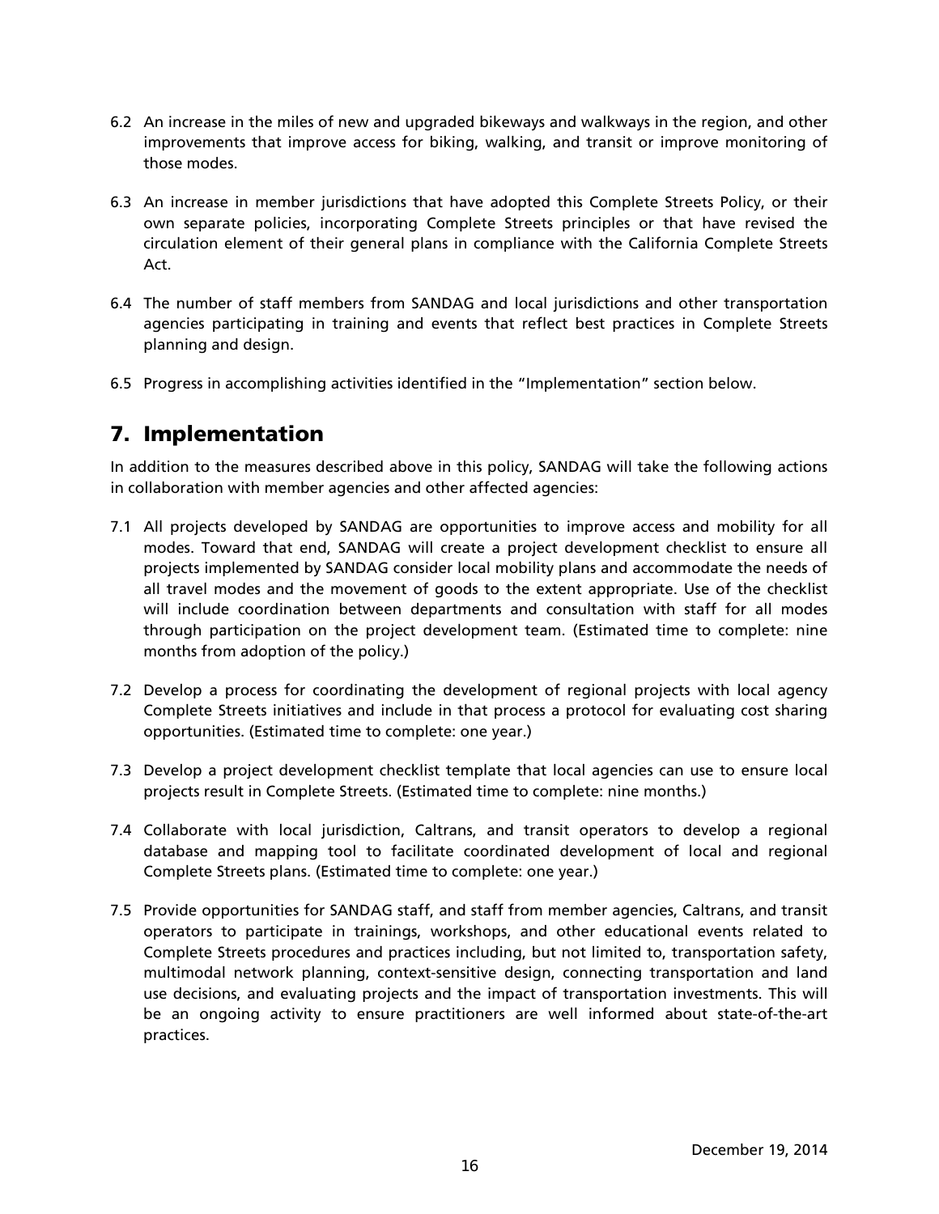6.2 An increase in the miles of new and upgraded bikeways and walkways in the region, and other improvements that improve access for biking, walking, and transit or improve monitoring of those modes.

6.3 An increase in member jurisdictions that have adopted this Complete Streets Policy, or their own separate policies, incorporating Complete Streets principles or that have revised the circulation element of their general plans in compliance with the California Complete Streets Act.

6.4 The number of staff members from SANDAG and local jurisdictions and other transportation agencies participating in training and events that reflect best practices in Complete Streets planning and design.

6.5 Progress in accomplishing activities identified in the "Implementation" section below.

## 7. Implementation

In addition to the measures described above in this policy, SANDAG will take the following actions in collaboration with member agencies and other affected agencies:

7.1 All projects developed by SANDAG are opportunities to improve access and mobility for all modes. Toward that end, SANDAG will create a project development checklist to ensure all projects implemented by SANDAG consider local mobility plans and accommodate the needs of all travel modes and the movement of goods to the extent appropriate. Use of the checklist will include coordination between departments and consultation with staff for all modes through participation on the project development team. (Estimated time to complete: nine months from adoption of the policy.)

7.2 Develop a process for coordinating the development of regional projects with local agency Complete Streets initiatives and include in that process a protocol for evaluating cost sharing opportunities. (Estimated time to complete: one year.)

7.3 Develop a project development checklist template that local agencies can use to ensure local projects result in Complete Streets. (Estimated time to complete: nine months.)

7.4 Collaborate with local jurisdiction, Caltrans, and transit operators to develop a regional database and mapping tool to facilitate coordinated development of local and regional Complete Streets plans. (Estimated time to complete: one year.)

7.5 Provide opportunities for SANDAG staff, and staff from member agencies, Caltrans, and transit operators to participate in trainings, workshops, and other educational events related to Complete Streets procedures and practices including, but not limited to, transportation safety, multimodal network planning, context-sensitive design, connecting transportation and land use decisions, and evaluating projects and the impact of transportation investments. This will be an ongoing activity to ensure practitioners are well informed about state-of-the-art practices.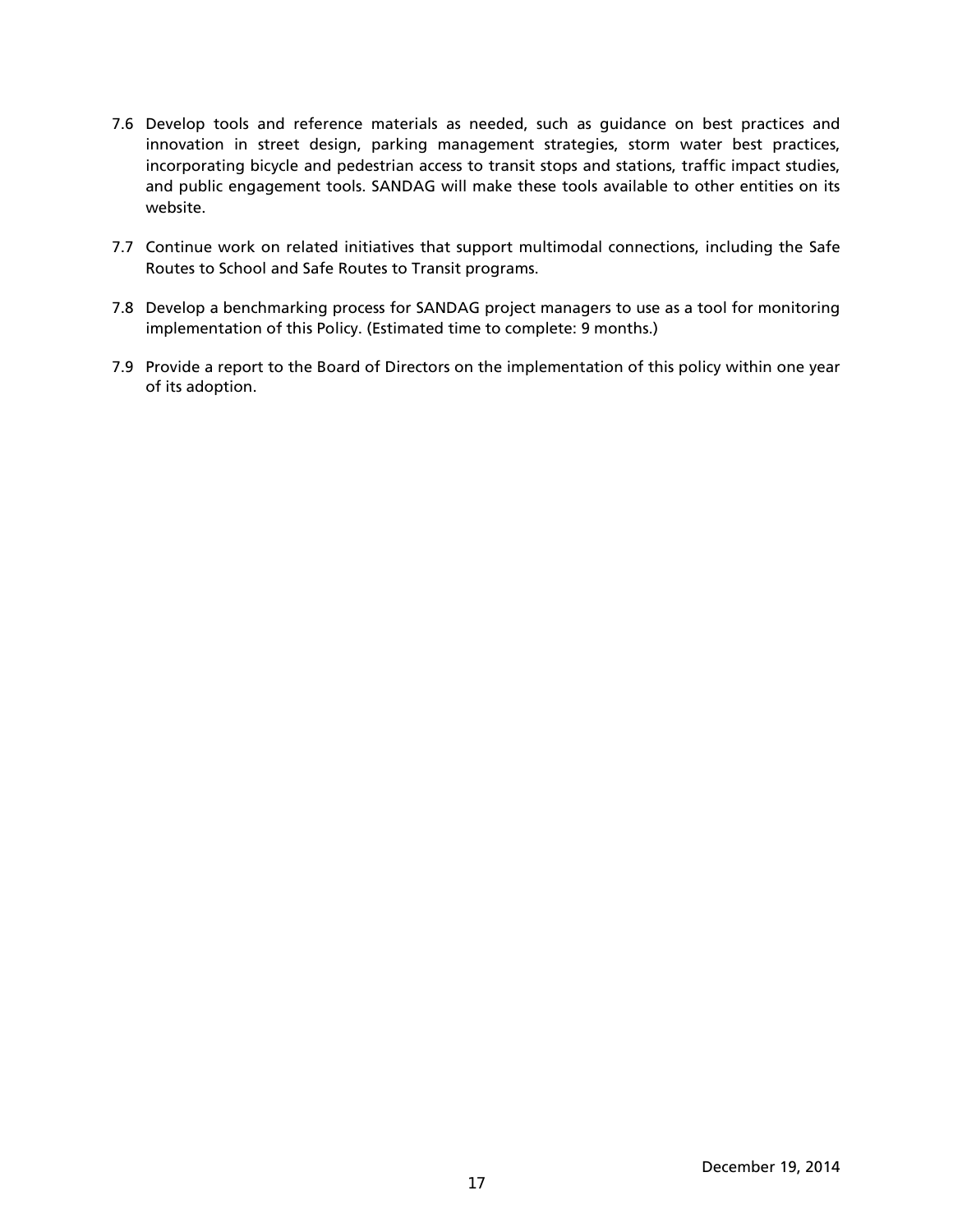7.6 Develop tools and reference materials as needed, such as guidance on best practices and innovation in street design, parking management strategies, storm water best practices, incorporating bicycle and pedestrian access to transit stops and stations, traffic impact studies, and public engagement tools. SANDAG will make these tools available to other entities on its website.

7.7 Continue work on related initiatives that support multimodal connections, including the Safe Routes to School and Safe Routes to Transit programs.

7.8 Develop a benchmarking process for SANDAG project managers to use as a tool for monitoring implementation of this Policy. (Estimated time to complete: 9 months.)

7.9 Provide a report to the Board of Directors on the implementation of this policy within one year of its adoption.

December 19, 2014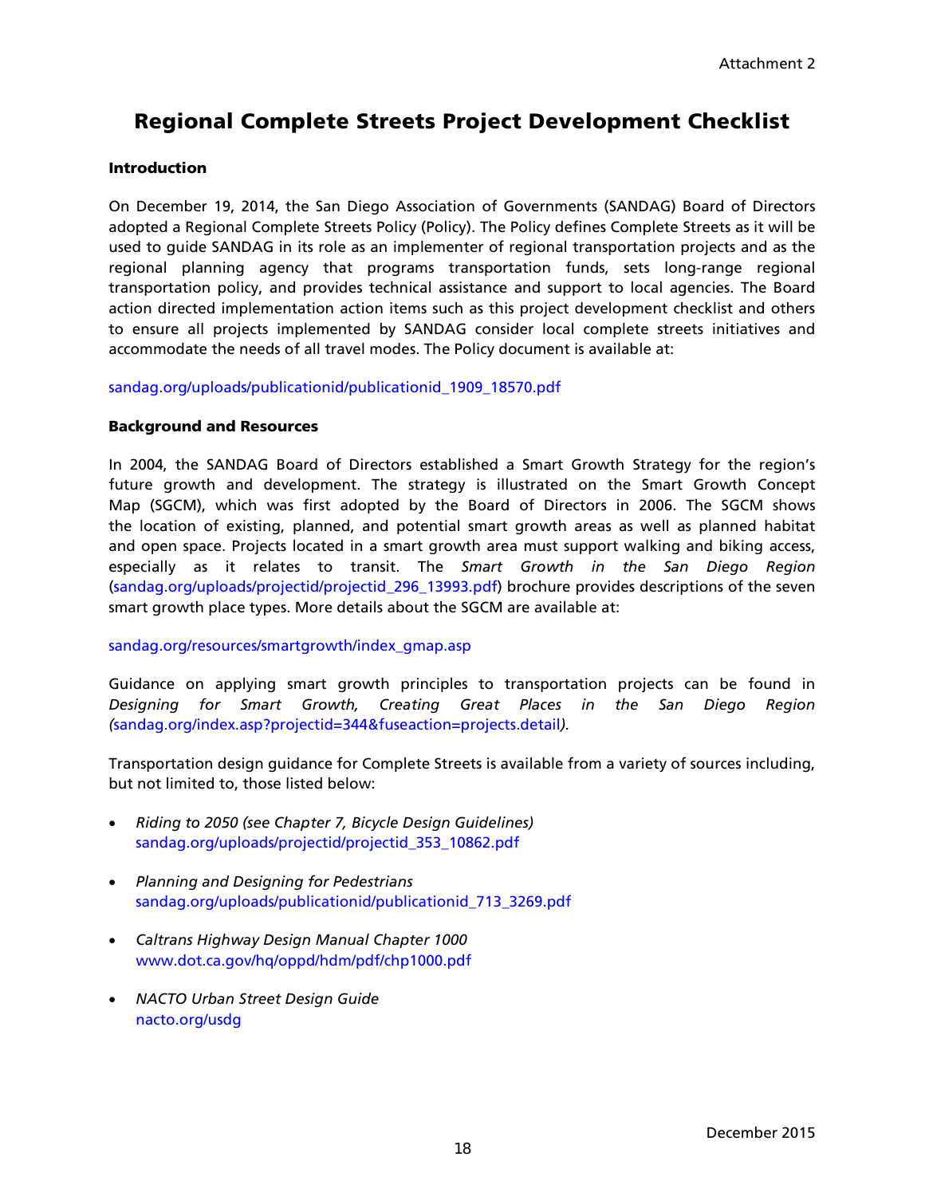Attachment 2

# Regional Complete Streets Project Development Checklist

**Introduction**

On December 19, 2014, the San Diego Association of Governments (SANDAG) Board of Directors adopted a Regional Complete Streets Policy (Policy). The Policy defines Complete Streets as it will be used to guide SANDAG in its role as an implementer of regional transportation projects and as the regional planning agency that programs transportation funds, sets long-range regional transportation policy, and provides technical assistance and support to local agencies. The Board action directed implementation action items such as this project development checklist and others to ensure all projects implemented by SANDAG consider local complete streets initiatives and accommodate the needs of all travel modes. The Policy document is available at:

sandag.org/uploads/publicationid/publicationid_1909_18570.pdf

**Background and Resources**

In 2004, the SANDAG Board of Directors established a Smart Growth Strategy for the region's future growth and development. The strategy is illustrated on the Smart Growth Concept Map (SGCM), which was first adopted by the Board of Directors in 2006. The SGCM shows the location of existing, planned, and potential smart growth areas as well as planned habitat and open space. Projects located in a smart growth area must support walking and biking access, especially as it relates to transit. The *Smart Growth in the San Diego Region* (sandag.org/uploads/projectid/projectid_296_13993.pdf) brochure provides descriptions of the seven smart growth place types. More details about the SGCM are available at:

sandag.org/resources/smartgrowth/index_gmap.asp

Guidance on applying smart growth principles to transportation projects can be found in *Designing for Smart Growth, Creating Great Places in the San Diego Region (*sandag.org/index.asp?projectid=344&fuseaction=projects.detail*).*

Transportation design guidance for Complete Streets is available from a variety of sources including, but not limited to, those listed below:

- *Riding to 2050 (see Chapter 7, Bicycle Design Guidelines)*
  sandag.org/uploads/projectid/projectid_353_10862.pdf
- *Planning and Designing for Pedestrians*
  sandag.org/uploads/publicationid/publicationid_713_3269.pdf
- *Caltrans Highway Design Manual Chapter 1000*
  www.dot.ca.gov/hq/oppd/hdm/pdf/chp1000.pdf
- *NACTO Urban Street Design Guide*
  nacto.org/usdg

December 2015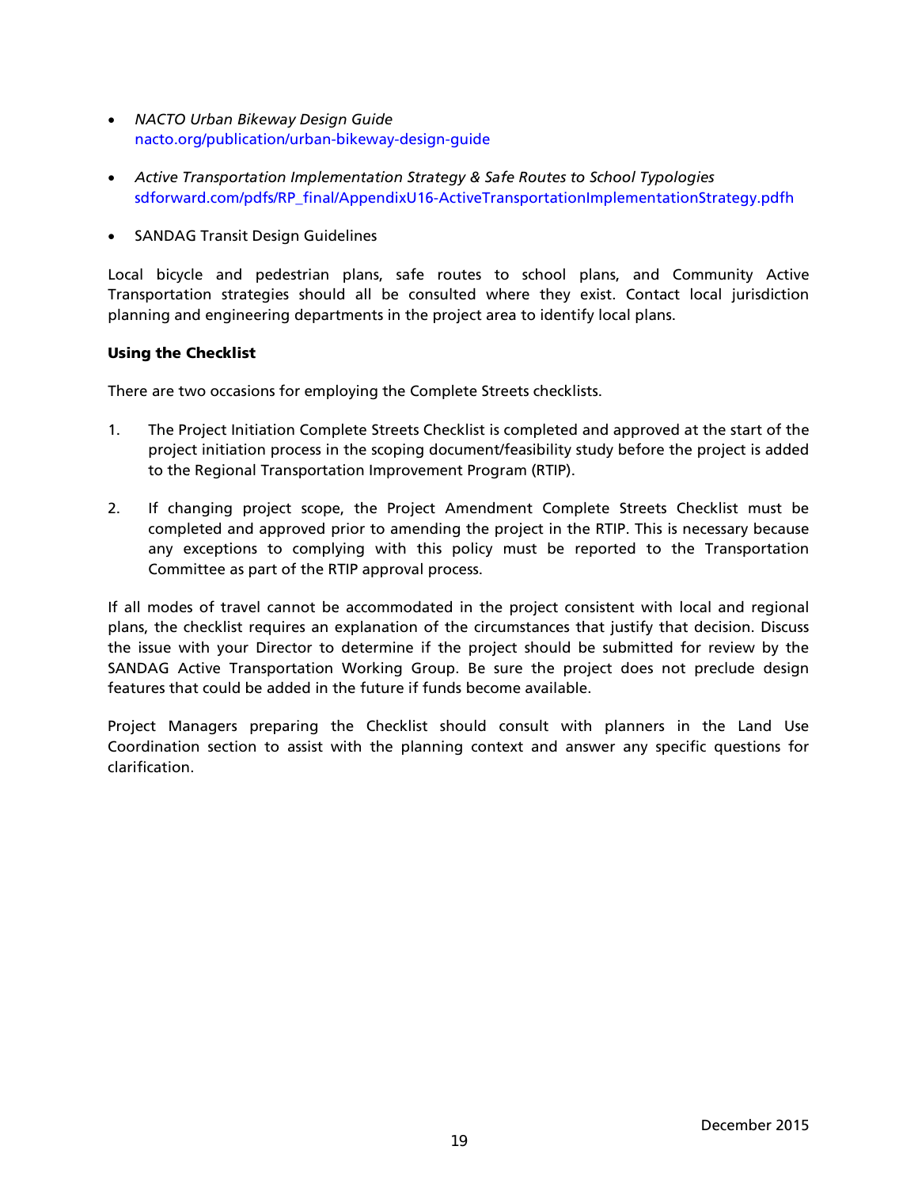- *NACTO Urban Bikeway Design Guide*
  nacto.org/publication/urban-bikeway-design-guide

- *Active Transportation Implementation Strategy & Safe Routes to School Typologies*
  sdforward.com/pdfs/RP_final/AppendixU16-ActiveTransportationImplementationStrategy.pdfh

- SANDAG Transit Design Guidelines

Local bicycle and pedestrian plans, safe routes to school plans, and Community Active Transportation strategies should all be consulted where they exist. Contact local jurisdiction planning and engineering departments in the project area to identify local plans.

**Using the Checklist**

There are two occasions for employing the Complete Streets checklists.

1. The Project Initiation Complete Streets Checklist is completed and approved at the start of the project initiation process in the scoping document/feasibility study before the project is added to the Regional Transportation Improvement Program (RTIP).

2. If changing project scope, the Project Amendment Complete Streets Checklist must be completed and approved prior to amending the project in the RTIP. This is necessary because any exceptions to complying with this policy must be reported to the Transportation Committee as part of the RTIP approval process.

If all modes of travel cannot be accommodated in the project consistent with local and regional plans, the checklist requires an explanation of the circumstances that justify that decision. Discuss the issue with your Director to determine if the project should be submitted for review by the SANDAG Active Transportation Working Group. Be sure the project does not preclude design features that could be added in the future if funds become available.

Project Managers preparing the Checklist should consult with planners in the Land Use Coordination section to assist with the planning context and answer any specific questions for clarification.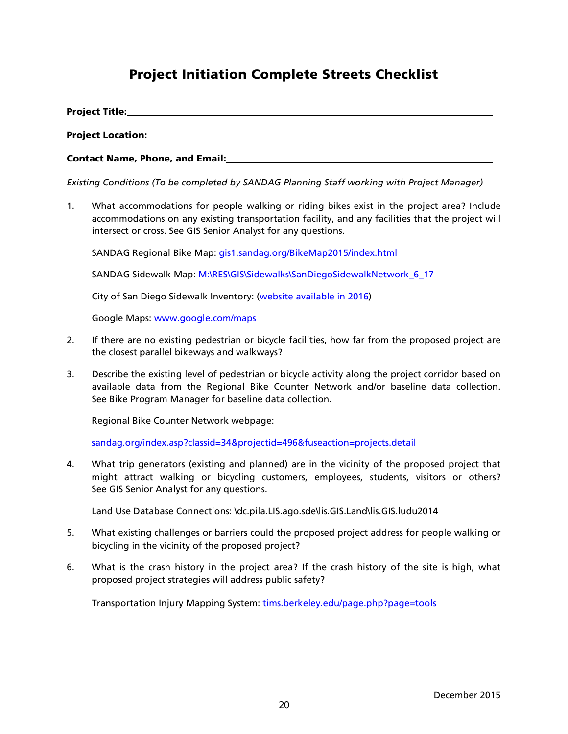# Project Initiation Complete Streets Checklist

**Project Title:**\_\_\_\_\_\_\_\_\_\_\_\_\_\_\_\_\_\_\_\_\_\_\_\_\_\_\_\_\_\_\_\_\_\_\_\_\_\_\_\_\_\_\_\_\_\_\_\_\_\_\_\_\_\_\_\_\_\_\_\_

**Project Location:**\_\_\_\_\_\_\_\_\_\_\_\_\_\_\_\_\_\_\_\_\_\_\_\_\_\_\_\_\_\_\_\_\_\_\_\_\_\_\_\_\_\_\_\_\_\_\_\_\_\_\_\_\_\_\_\_\_

**Contact Name, Phone, and Email:**\_\_\_\_\_\_\_\_\_\_\_\_\_\_\_\_\_\_\_\_\_\_\_\_\_\_\_\_\_\_\_\_\_\_\_\_\_\_\_\_\_\_\_

*Existing Conditions (To be completed by SANDAG Planning Staff working with Project Manager)*

1. What accommodations for people walking or riding bikes exist in the project area? Include accommodations on any existing transportation facility, and any facilities that the project will intersect or cross. See GIS Senior Analyst for any questions.

   SANDAG Regional Bike Map: gis1.sandag.org/BikeMap2015/index.html

   SANDAG Sidewalk Map: M:\RES\GIS\Sidewalks\SanDiegoSidewalkNetwork_6_17

   City of San Diego Sidewalk Inventory: (website available in 2016)

   Google Maps: www.google.com/maps

2. If there are no existing pedestrian or bicycle facilities, how far from the proposed project are the closest parallel bikeways and walkways?

3. Describe the existing level of pedestrian or bicycle activity along the project corridor based on available data from the Regional Bike Counter Network and/or baseline data collection. See Bike Program Manager for baseline data collection.

   Regional Bike Counter Network webpage:

   sandag.org/index.asp?classid=34&projectid=496&fuseaction=projects.detail

4. What trip generators (existing and planned) are in the vicinity of the proposed project that might attract walking or bicycling customers, employees, students, visitors or others? See GIS Senior Analyst for any questions.

   Land Use Database Connections: \dc.pila.LIS.ago.sde\lis.GIS.Land\lis.GIS.ludu2014

5. What existing challenges or barriers could the proposed project address for people walking or bicycling in the vicinity of the proposed project?

6. What is the crash history in the project area? If the crash history of the site is high, what proposed project strategies will address public safety?

   Transportation Injury Mapping System: tims.berkeley.edu/page.php?page=tools

December 2015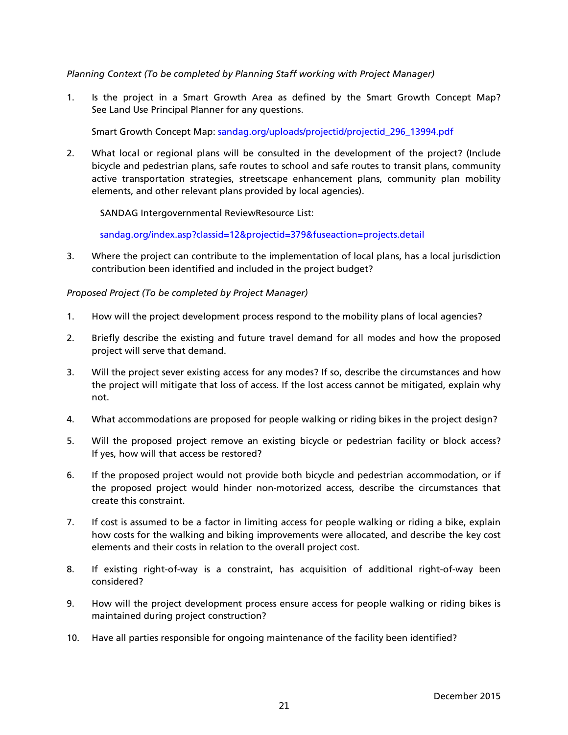*Planning Context (To be completed by Planning Staff working with Project Manager)*

1. Is the project in a Smart Growth Area as defined by the Smart Growth Concept Map? See Land Use Principal Planner for any questions.

   Smart Growth Concept Map: sandag.org/uploads/projectid/projectid_296_13994.pdf

2. What local or regional plans will be consulted in the development of the project? (Include bicycle and pedestrian plans, safe routes to school and safe routes to transit plans, community active transportation strategies, streetscape enhancement plans, community plan mobility elements, and other relevant plans provided by local agencies).

   SANDAG Intergovernmental ReviewResource List:

   sandag.org/index.asp?classid=12&projectid=379&fuseaction=projects.detail

3. Where the project can contribute to the implementation of local plans, has a local jurisdiction contribution been identified and included in the project budget?

*Proposed Project (To be completed by Project Manager)*

1. How will the project development process respond to the mobility plans of local agencies?

2. Briefly describe the existing and future travel demand for all modes and how the proposed project will serve that demand.

3. Will the project sever existing access for any modes? If so, describe the circumstances and how the project will mitigate that loss of access. If the lost access cannot be mitigated, explain why not.

4. What accommodations are proposed for people walking or riding bikes in the project design?

5. Will the proposed project remove an existing bicycle or pedestrian facility or block access? If yes, how will that access be restored?

6. If the proposed project would not provide both bicycle and pedestrian accommodation, or if the proposed project would hinder non-motorized access, describe the circumstances that create this constraint.

7. If cost is assumed to be a factor in limiting access for people walking or riding a bike, explain how costs for the walking and biking improvements were allocated, and describe the key cost elements and their costs in relation to the overall project cost.

8. If existing right-of-way is a constraint, has acquisition of additional right-of-way been considered?

9. How will the project development process ensure access for people walking or riding bikes is maintained during project construction?

10. Have all parties responsible for ongoing maintenance of the facility been identified?

December 2015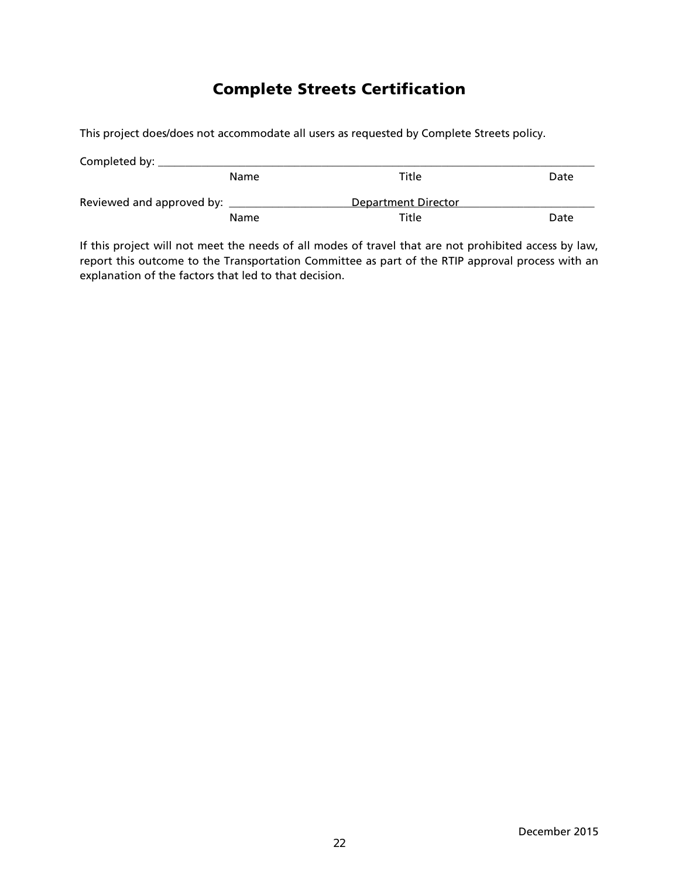# Complete Streets Certification

This project does/does not accommodate all users as requested by Complete Streets policy.

Completed by: ______________________________________________________________

| | Name | Title | Date |
|---|---|---|---|

Reviewed and approved by: ____________________ Department Director ____________________

| | Name | Title | Date |
|---|---|---|---|

If this project will not meet the needs of all modes of travel that are not prohibited access by law, report this outcome to the Transportation Committee as part of the RTIP approval process with an explanation of the factors that led to that decision.

December 2015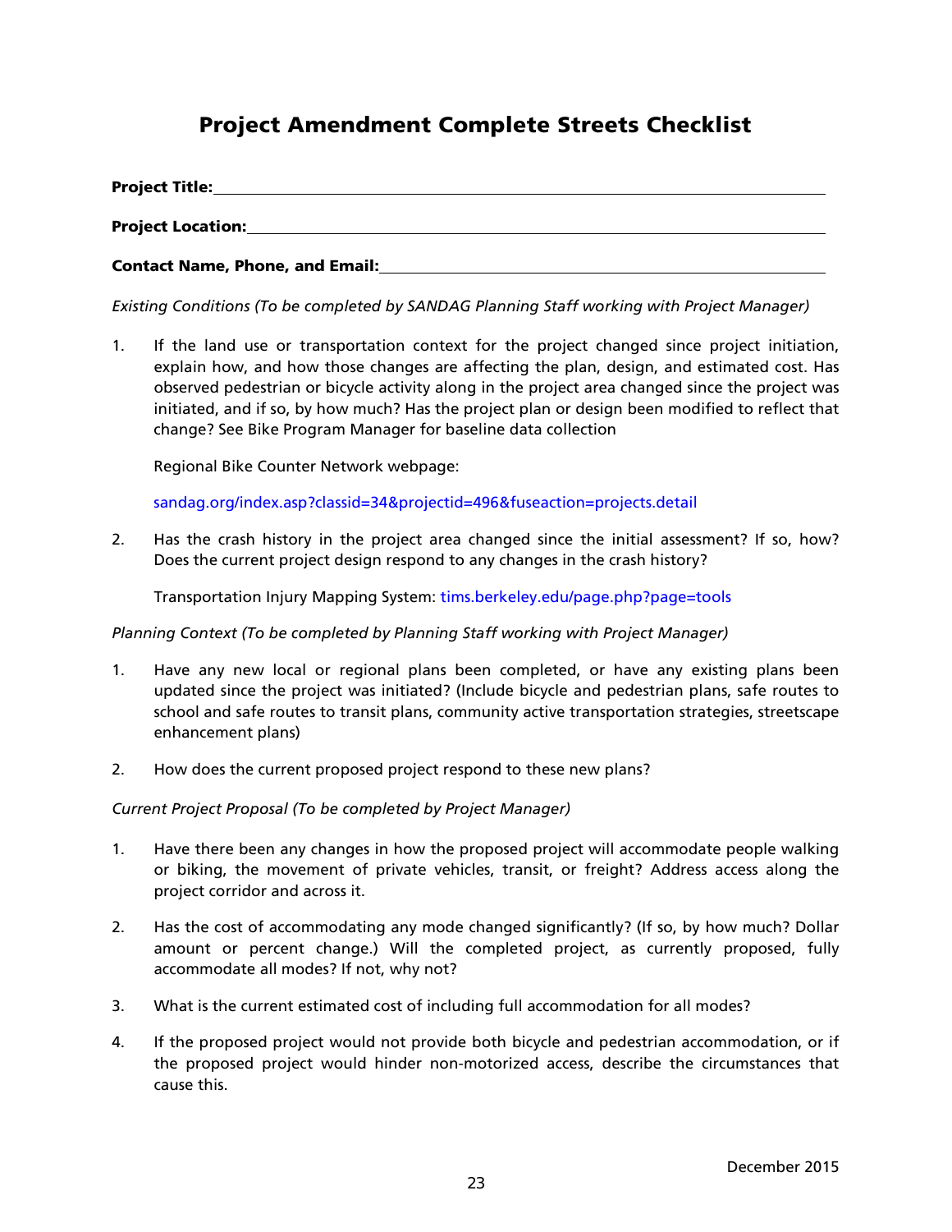# Project Amendment Complete Streets Checklist

**Project Title:** \_\_\_\_\_\_\_\_\_\_\_\_\_\_\_\_\_\_\_\_\_\_\_\_\_\_\_\_\_\_\_\_\_\_\_\_\_\_\_\_

**Project Location:** \_\_\_\_\_\_\_\_\_\_\_\_\_\_\_\_\_\_\_\_\_\_\_\_\_\_\_\_\_\_\_\_\_\_\_\_\_\_\_\_

**Contact Name, Phone, and Email:** \_\_\_\_\_\_\_\_\_\_\_\_\_\_\_\_\_\_\_\_\_\_\_\_\_\_\_\_\_\_\_\_\_\_\_\_\_\_\_\_

*Existing Conditions (To be completed by SANDAG Planning Staff working with Project Manager)*

1. If the land use or transportation context for the project changed since project initiation, explain how, and how those changes are affecting the plan, design, and estimated cost. Has observed pedestrian or bicycle activity along in the project area changed since the project was initiated, and if so, by how much? Has the project plan or design been modified to reflect that change? See Bike Program Manager for baseline data collection

   Regional Bike Counter Network webpage:

   sandag.org/index.asp?classid=34&projectid=496&fuseaction=projects.detail

2. Has the crash history in the project area changed since the initial assessment? If so, how? Does the current project design respond to any changes in the crash history?

   Transportation Injury Mapping System: tims.berkeley.edu/page.php?page=tools

*Planning Context (To be completed by Planning Staff working with Project Manager)*

1. Have any new local or regional plans been completed, or have any existing plans been updated since the project was initiated? (Include bicycle and pedestrian plans, safe routes to school and safe routes to transit plans, community active transportation strategies, streetscape enhancement plans)

2. How does the current proposed project respond to these new plans?

*Current Project Proposal (To be completed by Project Manager)*

1. Have there been any changes in how the proposed project will accommodate people walking or biking, the movement of private vehicles, transit, or freight? Address access along the project corridor and across it.

2. Has the cost of accommodating any mode changed significantly? (If so, by how much? Dollar amount or percent change.) Will the completed project, as currently proposed, fully accommodate all modes? If not, why not?

3. What is the current estimated cost of including full accommodation for all modes?

4. If the proposed project would not provide both bicycle and pedestrian accommodation, or if the proposed project would hinder non-motorized access, describe the circumstances that cause this.

December 2015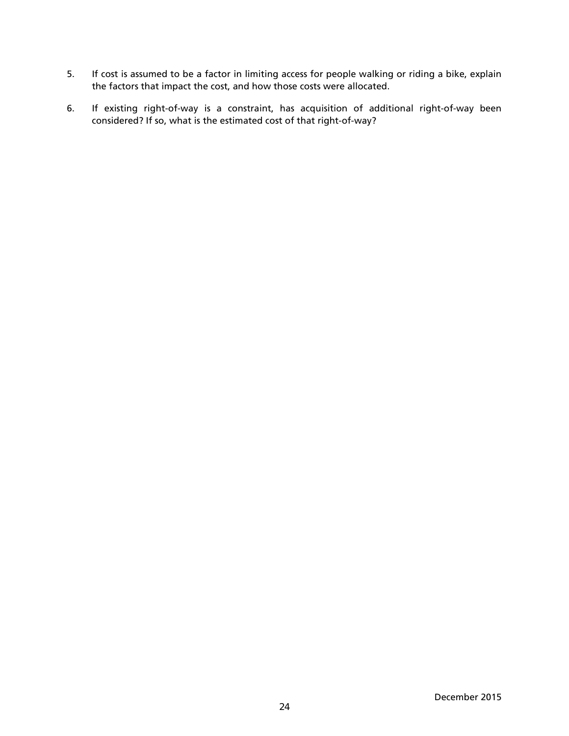5. If cost is assumed to be a factor in limiting access for people walking or riding a bike, explain the factors that impact the cost, and how those costs were allocated.

6. If existing right-of-way is a constraint, has acquisition of additional right-of-way been considered? If so, what is the estimated cost of that right-of-way?

December 2015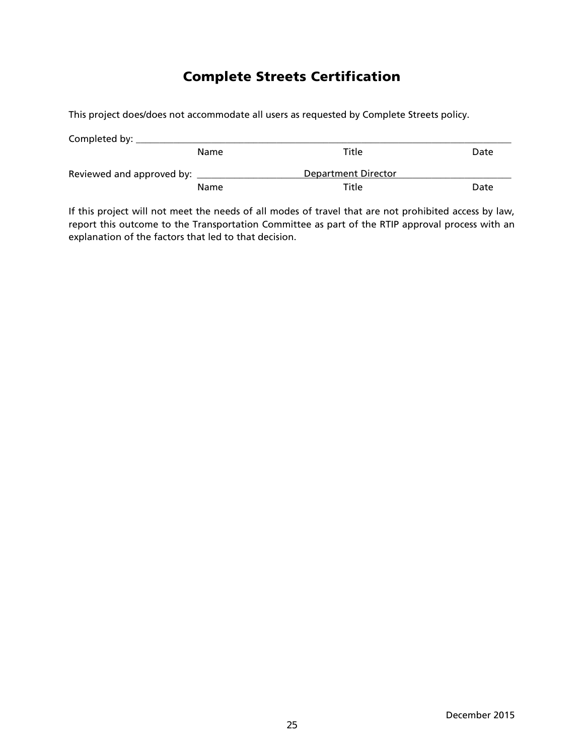# Complete Streets Certification

This project does/does not accommodate all users as requested by Complete Streets policy.

Completed by: ____________________________________________________________

| | Name | Title | Date |
|---|---|---|---|
| Completed by: | | | |
| Reviewed and approved by: | | Department Director | |
| | Name | Title | Date |

If this project will not meet the needs of all modes of travel that are not prohibited access by law, report this outcome to the Transportation Committee as part of the RTIP approval process with an explanation of the factors that led to that decision.

December 2015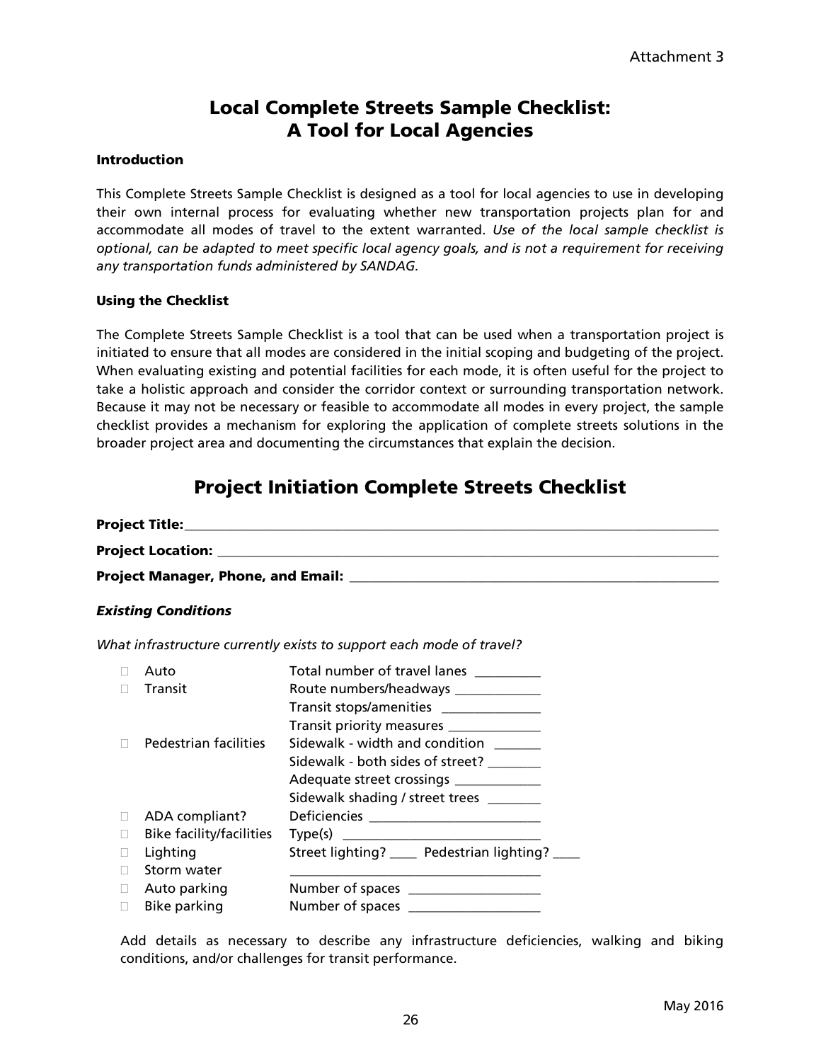Attachment 3

# Local Complete Streets Sample Checklist: A Tool for Local Agencies

### Introduction

This Complete Streets Sample Checklist is designed as a tool for local agencies to use in developing their own internal process for evaluating whether new transportation projects plan for and accommodate all modes of travel to the extent warranted. *Use of the local sample checklist is optional, can be adapted to meet specific local agency goals, and is not a requirement for receiving any transportation funds administered by SANDAG.*

### Using the Checklist

The Complete Streets Sample Checklist is a tool that can be used when a transportation project is initiated to ensure that all modes are considered in the initial scoping and budgeting of the project. When evaluating existing and potential facilities for each mode, it is often useful for the project to take a holistic approach and consider the corridor context or surrounding transportation network. Because it may not be necessary or feasible to accommodate all modes in every project, the sample checklist provides a mechanism for exploring the application of complete streets solutions in the broader project area and documenting the circumstances that explain the decision.

## Project Initiation Complete Streets Checklist

**Project Title:**___________________________________________

**Project Location:** ___________________________________________

**Project Manager, Phone, and Email:** ______________________________

### *Existing Conditions*

*What infrastructure currently exists to support each mode of travel?*

| | | |
|---|---|---|
| ☐ | Auto | Total number of travel lanes __________ |
| ☐ | Transit | Route numbers/headways _____________ |
| | | Transit stops/amenities _______________ |
| | | Transit priority measures ______________ |
| ☐ | Pedestrian facilities | Sidewalk - width and condition _______ |
| | | Sidewalk - both sides of street? ________ |
| | | Adequate street crossings _____________ |
| | | Sidewalk shading / street trees ________ |
| ☐ | ADA compliant? | Deficiencies __________________________ |
| ☐ | Bike facility/facilities | Type(s) ______________________________ |
| ☐ | Lighting | Street lighting? ____ Pedestrian lighting? ____ |
| ☐ | Storm water | _____________________________________ |
| ☐ | Auto parking | Number of spaces ____________________ |
| ☐ | Bike parking | Number of spaces ____________________ |

Add details as necessary to describe any infrastructure deficiencies, walking and biking conditions, and/or challenges for transit performance.

May 2016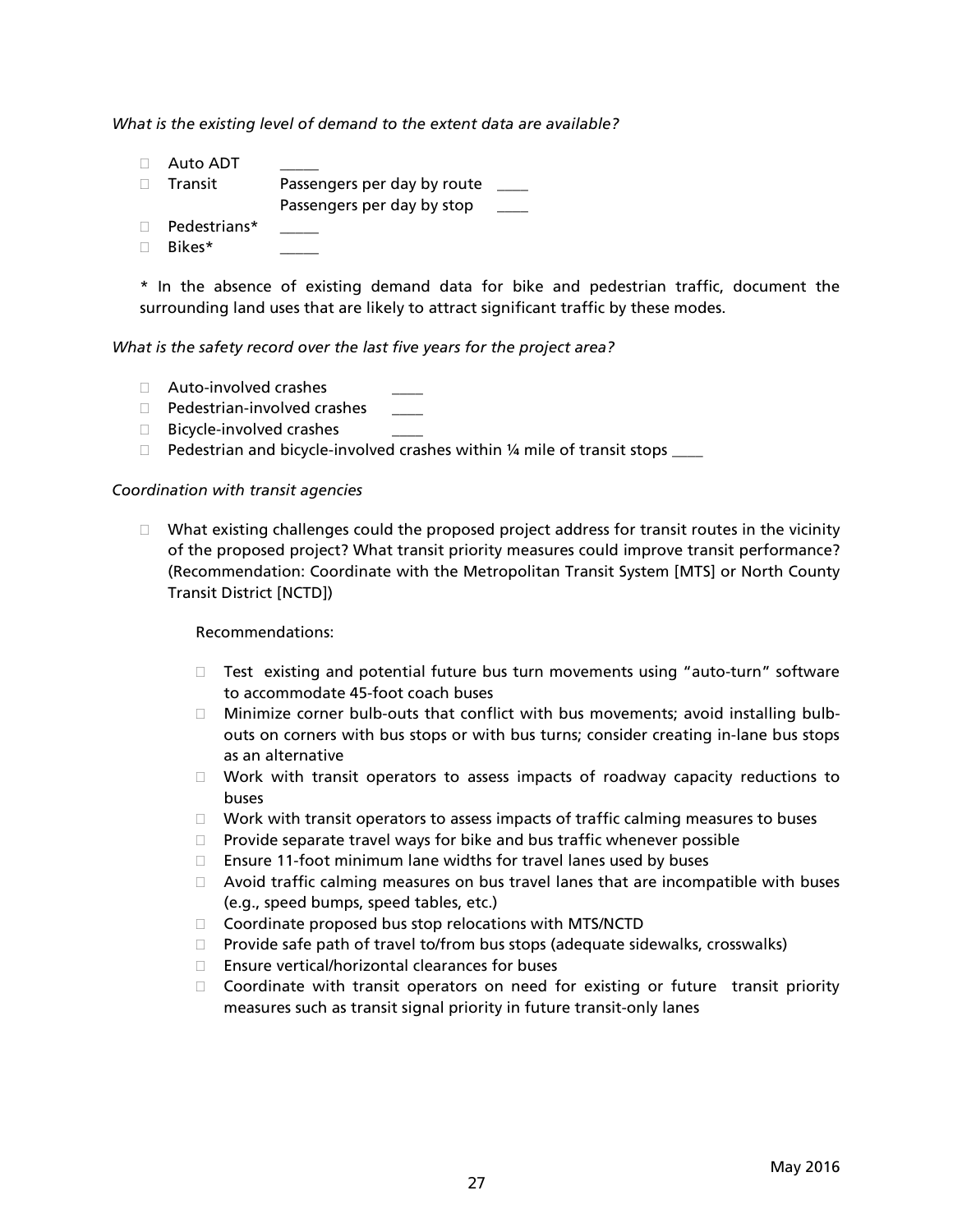*What is the existing level of demand to the extent data are available?*

- Auto ADT _____
- Transit Passengers per day by route ____
  Passengers per day by stop ____
- Pedestrians* _____
- Bikes* _____

\* In the absence of existing demand data for bike and pedestrian traffic, document the surrounding land uses that are likely to attract significant traffic by these modes.

*What is the safety record over the last five years for the project area?*

- Auto-involved crashes ____
- Pedestrian-involved crashes ____
- Bicycle-involved crashes ____
- Pedestrian and bicycle-involved crashes within ¼ mile of transit stops ____

*Coordination with transit agencies*

- What existing challenges could the proposed project address for transit routes in the vicinity of the proposed project? What transit priority measures could improve transit performance? (Recommendation: Coordinate with the Metropolitan Transit System [MTS] or North County Transit District [NCTD])

  Recommendations:

  - Test existing and potential future bus turn movements using "auto-turn" software to accommodate 45-foot coach buses
  - Minimize corner bulb-outs that conflict with bus movements; avoid installing bulb-outs on corners with bus stops or with bus turns; consider creating in-lane bus stops as an alternative
  - Work with transit operators to assess impacts of roadway capacity reductions to buses
  - Work with transit operators to assess impacts of traffic calming measures to buses
  - Provide separate travel ways for bike and bus traffic whenever possible
  - Ensure 11-foot minimum lane widths for travel lanes used by buses
  - Avoid traffic calming measures on bus travel lanes that are incompatible with buses (e.g., speed bumps, speed tables, etc.)
  - Coordinate proposed bus stop relocations with MTS/NCTD
  - Provide safe path of travel to/from bus stops (adequate sidewalks, crosswalks)
  - Ensure vertical/horizontal clearances for buses
  - Coordinate with transit operators on need for existing or future transit priority measures such as transit signal priority in future transit-only lanes

May 2016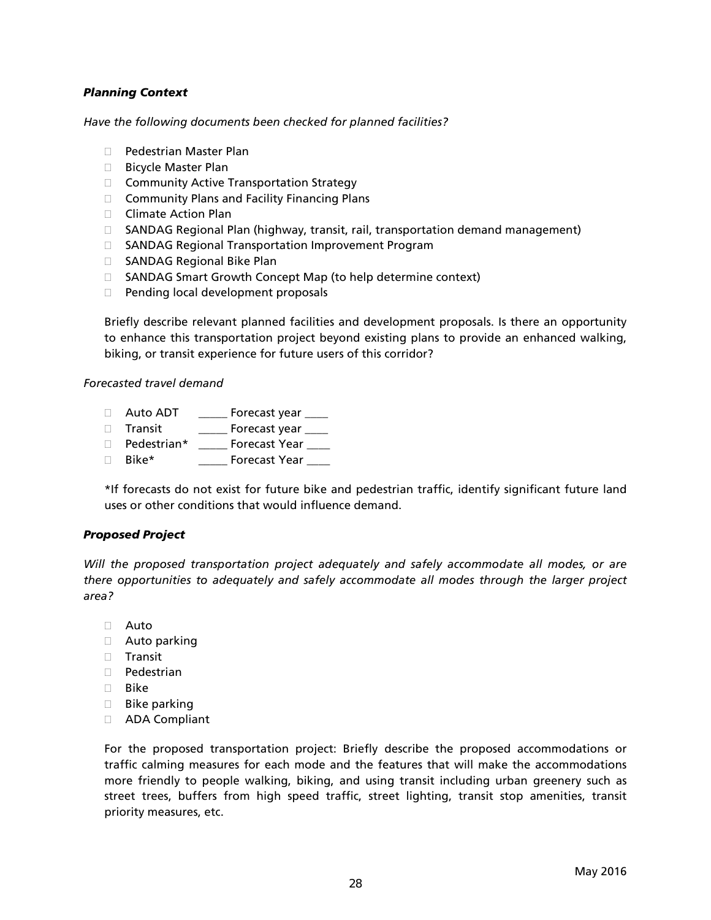***Planning Context***

*Have the following documents been checked for planned facilities?*

- Pedestrian Master Plan
- Bicycle Master Plan
- Community Active Transportation Strategy
- Community Plans and Facility Financing Plans
- Climate Action Plan
- SANDAG Regional Plan (highway, transit, rail, transportation demand management)
- SANDAG Regional Transportation Improvement Program
- SANDAG Regional Bike Plan
- SANDAG Smart Growth Concept Map (to help determine context)
- Pending local development proposals

Briefly describe relevant planned facilities and development proposals. Is there an opportunity to enhance this transportation project beyond existing plans to provide an enhanced walking, biking, or transit experience for future users of this corridor?

*Forecasted travel demand*

- Auto ADT _____ Forecast year ____
- Transit _____ Forecast year ____
- Pedestrian* _____ Forecast Year ____
- Bike* _____ Forecast Year ____

*If forecasts do not exist for future bike and pedestrian traffic, identify significant future land uses or other conditions that would influence demand.

***Proposed Project***

*Will the proposed transportation project adequately and safely accommodate all modes, or are there opportunities to adequately and safely accommodate all modes through the larger project area?*

- Auto
- Auto parking
- Transit
- Pedestrian
- Bike
- Bike parking
- ADA Compliant

For the proposed transportation project: Briefly describe the proposed accommodations or traffic calming measures for each mode and the features that will make the accommodations more friendly to people walking, biking, and using transit including urban greenery such as street trees, buffers from high speed traffic, street lighting, transit stop amenities, transit priority measures, etc.

May 2016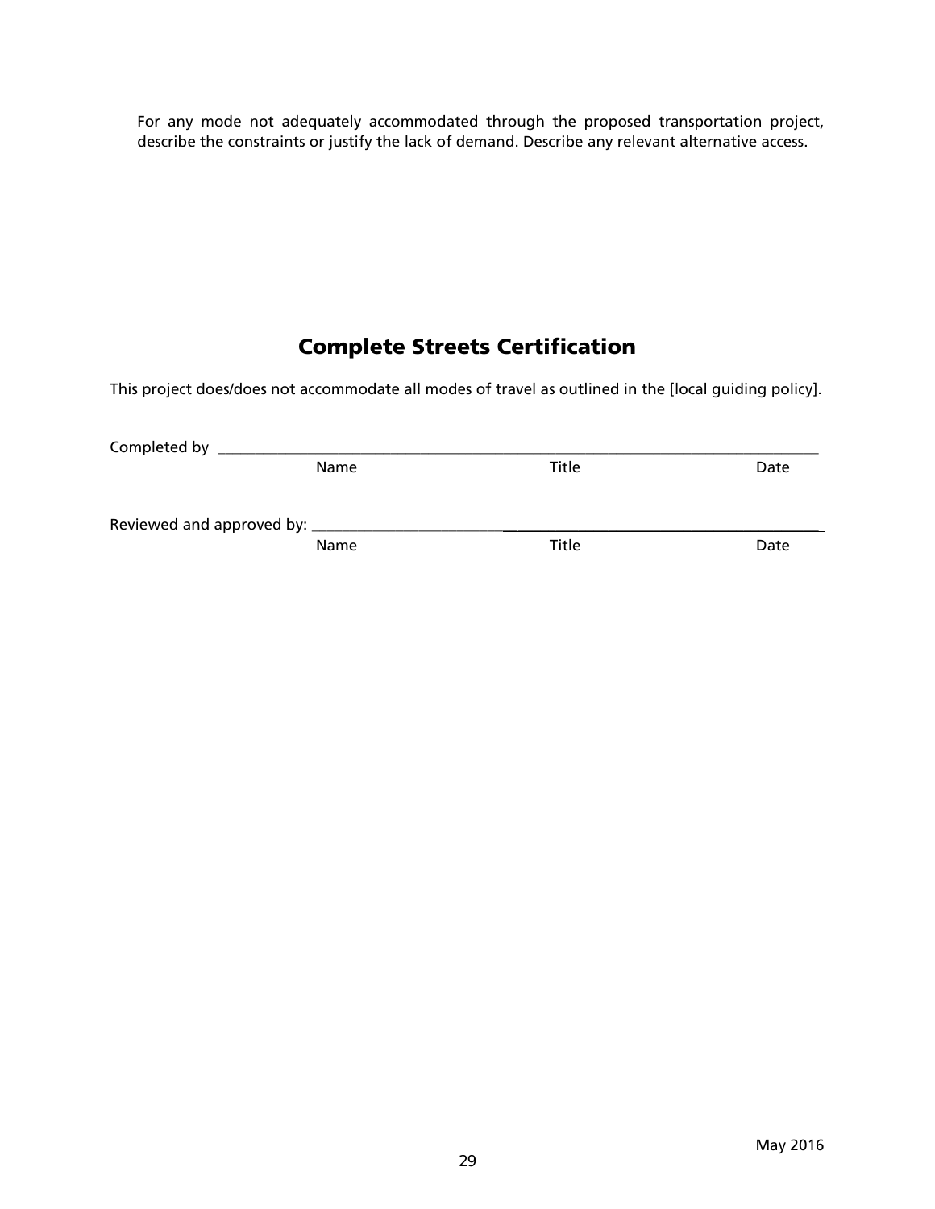For any mode not adequately accommodated through the proposed transportation project, describe the constraints or justify the lack of demand. Describe any relevant alternative access.

## Complete Streets Certification

This project does/does not accommodate all modes of travel as outlined in the [local guiding policy].

Completed by ____________________________________________________________________

Name Title Date

Reviewed and approved by: ________________________________________________________

Name Title Date

May 2016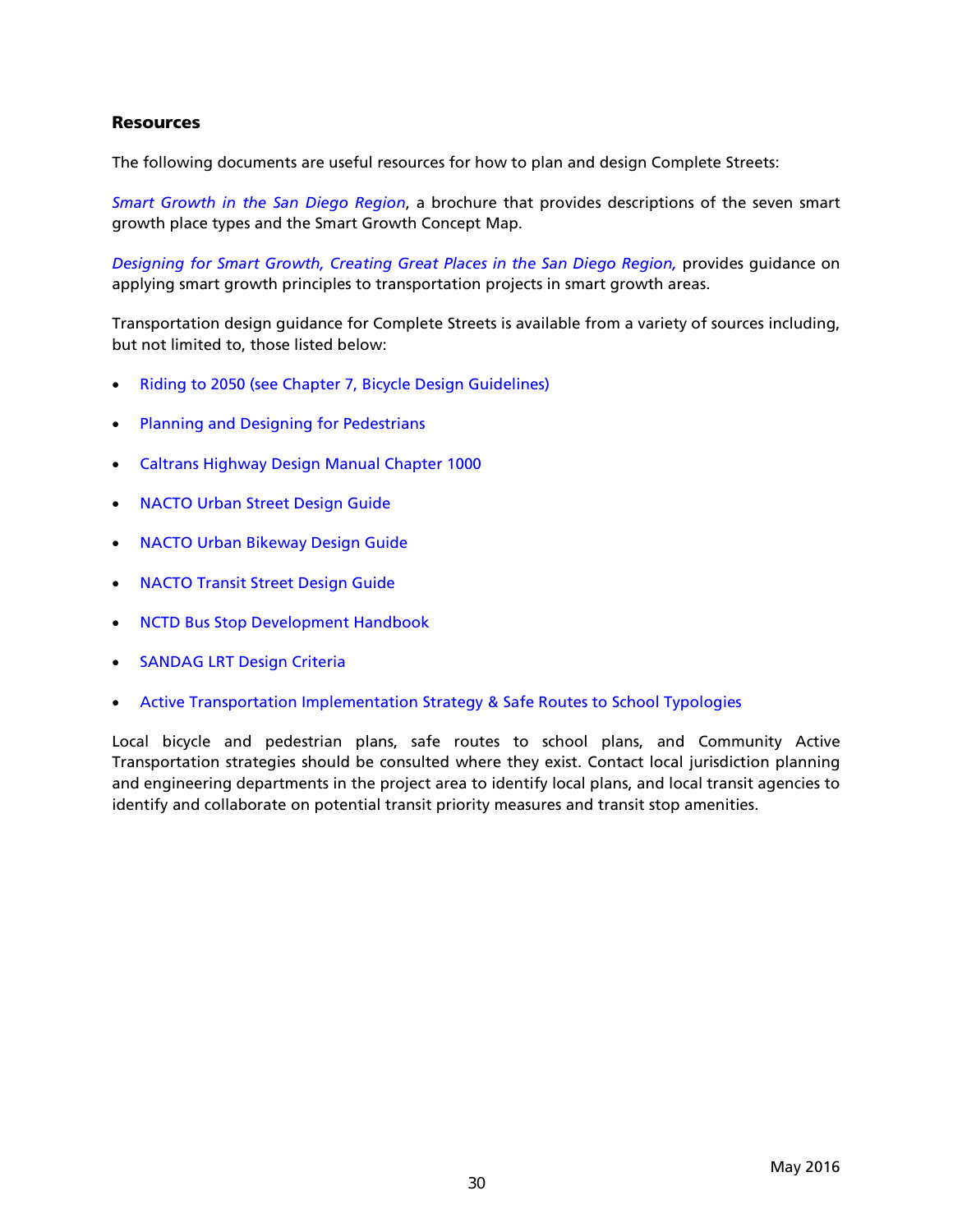### Resources

The following documents are useful resources for how to plan and design Complete Streets:

*Smart Growth in the San Diego Region*, a brochure that provides descriptions of the seven smart growth place types and the Smart Growth Concept Map.

*Designing for Smart Growth, Creating Great Places in the San Diego Region,* provides guidance on applying smart growth principles to transportation projects in smart growth areas.

Transportation design guidance for Complete Streets is available from a variety of sources including, but not limited to, those listed below:

- Riding to 2050 (see Chapter 7, Bicycle Design Guidelines)
- Planning and Designing for Pedestrians
- Caltrans Highway Design Manual Chapter 1000
- NACTO Urban Street Design Guide
- NACTO Urban Bikeway Design Guide
- NACTO Transit Street Design Guide
- NCTD Bus Stop Development Handbook
- SANDAG LRT Design Criteria
- Active Transportation Implementation Strategy & Safe Routes to School Typologies

Local bicycle and pedestrian plans, safe routes to school plans, and Community Active Transportation strategies should be consulted where they exist. Contact local jurisdiction planning and engineering departments in the project area to identify local plans, and local transit agencies to identify and collaborate on potential transit priority measures and transit stop amenities.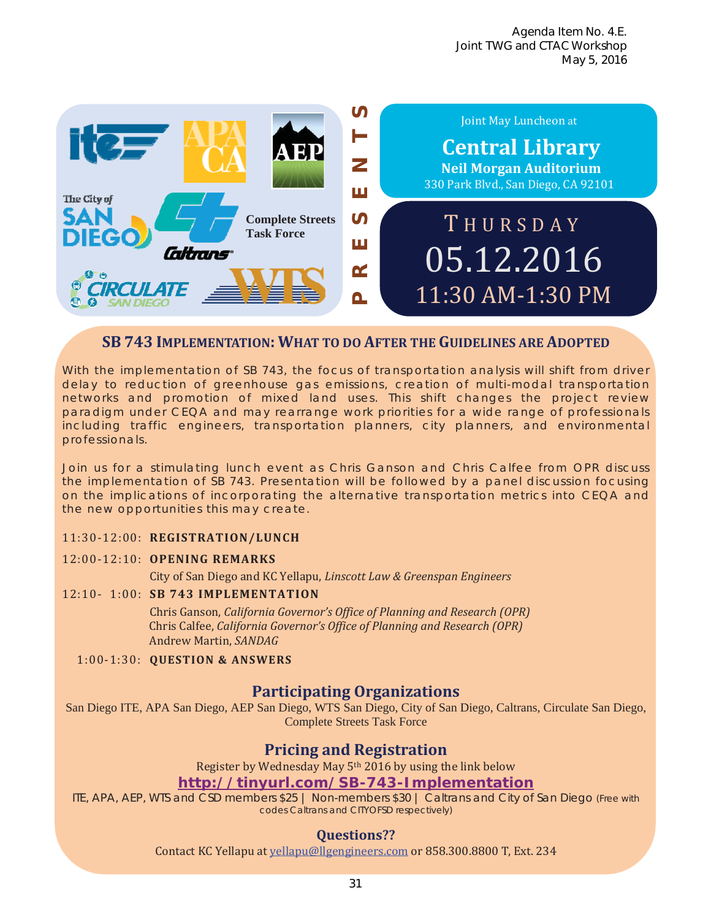Agenda Item No. 4.E.
Joint TWG and CTAC Workshop
May 5, 2016

The City of San Diego — Caltrans — Complete Streets Task Force — Circulate San Diego — ITE — APA CA — AEP — WTS

PRESENTS

Joint May Luncheon at

**Central Library**
**Neil Morgan Auditorium**
330 Park Blvd., San Diego, CA 92101

THURSDAY
05.12.2016
11:30 AM-1:30 PM

## SB 743 Implementation: What to do After the Guidelines are Adopted

With the implementation of SB 743, the focus of transportation analysis will shift from driver delay to reduction of greenhouse gas emissions, creation of multi-modal transportation networks and promotion of mixed land uses. This shift changes the project review paradigm under CEQA and may rearrange work priorities for a wide range of professionals including traffic engineers, transportation planners, city planners, and environmental professionals.

Join us for a stimulating lunch event as Chris Ganson and Chris Calfee from OPR discuss the implementation of SB 743. Presentation will be followed by a panel discussion focusing on the implications of incorporating the alternative transportation metrics into CEQA and the new opportunities this may create.

11:30-12:00: **REGISTRATION/LUNCH**

12:00-12:10: **OPENING REMARKS**
City of San Diego and KC Yellapu, *Linscott Law & Greenspan Engineers*

12:10- 1:00: **SB 743 IMPLEMENTATION**
Chris Ganson, *California Governor's Office of Planning and Research (OPR)*
Chris Calfee, *California Governor's Office of Planning and Research (OPR)*
Andrew Martin, *SANDAG*

1:00-1:30: **QUESTION & ANSWERS**

### Participating Organizations

San Diego ITE, APA San Diego, AEP San Diego, WTS San Diego, City of San Diego, Caltrans, Circulate San Diego, Complete Streets Task Force

### Pricing and Registration

Register by Wednesday May 5th 2016 by using the link below

**http://tinyurl.com/SB-743-Implementation**

ITE, APA, AEP, WTS and CSD members $25 | Non-members $30 | Caltrans and City of San Diego (Free with codes Caltrans and CITYOFSD respectively)

### Questions??

Contact KC Yellapu at yellapu@llgengineers.com or 858.300.8800 T, Ext. 234